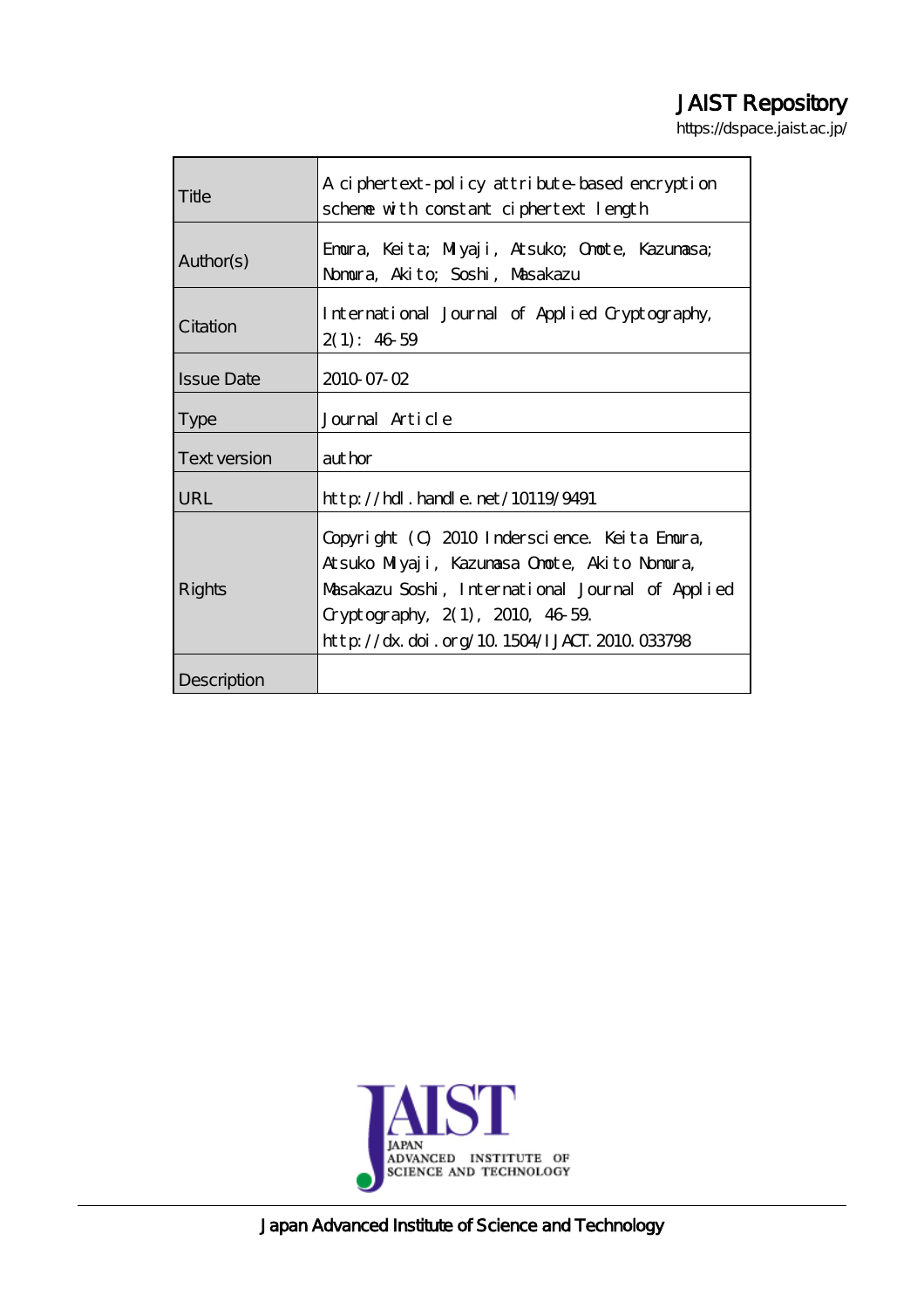JAIST Repository

https://dspace.jaist.ac.jp/

| Title | A ciphertext-policy attribute-based encryption scheme with constant ciphertext length |
|---|---|
| Author(s) | Emura, Keita; Miyaji, Atsuko; Omote, Kazumasa; Nomura, Akito; Soshi, Masakazu |
| Citation | International Journal of Applied Cryptography, 2(1): 46-59 |
| Issue Date | 2010-07-02 |
| Type | Journal Article |
| Text version | author |
| URL | http://hdl.handle.net/10119/9491 |
| Rights | Copyright (C) 2010 Inderscience. Keita Emura, Atsuko Miyaji, Kazumasa Omote, Akito Nomura, Masakazu Soshi, International Journal of Applied Cryptography, 2(1), 2010, 46-59. http://dx.doi.org/10.1504/IJACT.2010.033798 |
| Description | |

Japan Advanced Institute of Science and Technology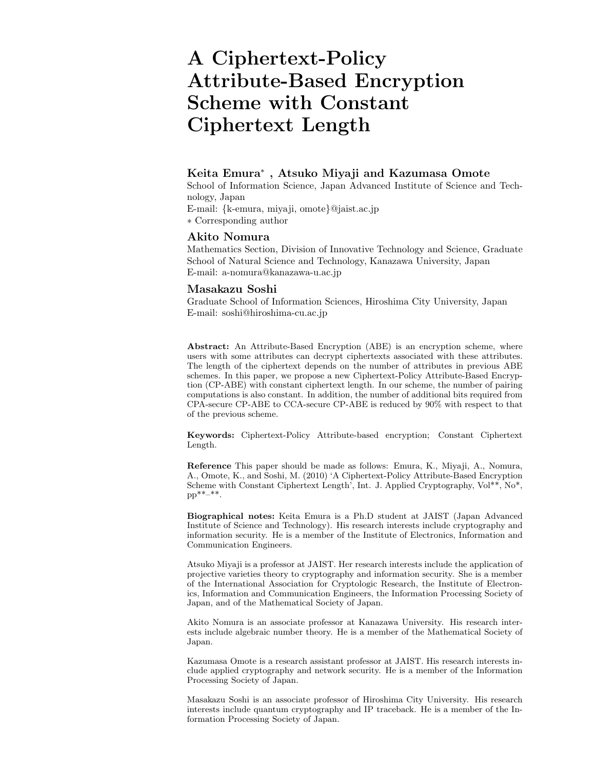# A Ciphertext-Policy Attribute-Based Encryption Scheme with Constant Ciphertext Length

### Keita Emura* , Atsuko Miyaji and Kazumasa Omote

School of Information Science, Japan Advanced Institute of Science and Technology, Japan
E-mail: {k-emura, miyaji, omote}@jaist.ac.jp
* Corresponding author

### Akito Nomura

Mathematics Section, Division of Innovative Technology and Science, Graduate School of Natural Science and Technology, Kanazawa University, Japan
E-mail: a-nomura@kanazawa-u.ac.jp

### Masakazu Soshi

Graduate School of Information Sciences, Hiroshima City University, Japan
E-mail: soshi@hiroshima-cu.ac.jp

**Abstract:** An Attribute-Based Encryption (ABE) is an encryption scheme, where users with some attributes can decrypt ciphertexts associated with these attributes. The length of the ciphertext depends on the number of attributes in previous ABE schemes. In this paper, we propose a new Ciphertext-Policy Attribute-Based Encryption (CP-ABE) with constant ciphertext length. In our scheme, the number of pairing computations is also constant. In addition, the number of additional bits required from CPA-secure CP-ABE to CCA-secure CP-ABE is reduced by 90% with respect to that of the previous scheme.

**Keywords:** Ciphertext-Policy Attribute-based encryption; Constant Ciphertext Length.

**Reference** This paper should be made as follows: Emura, K., Miyaji, A., Nomura, A., Omote, K., and Soshi, M. (2010) 'A Ciphertext-Policy Attribute-Based Encryption Scheme with Constant Ciphertext Length', Int. J. Applied Cryptography, Vol**, No*, pp**–**.

**Biographical notes:** Keita Emura is a Ph.D student at JAIST (Japan Advanced Institute of Science and Technology). His research interests include cryptography and information security. He is a member of the Institute of Electronics, Information and Communication Engineers.

Atsuko Miyaji is a professor at JAIST. Her research interests include the application of projective varieties theory to cryptography and information security. She is a member of the International Association for Cryptologic Research, the Institute of Electronics, Information and Communication Engineers, the Information Processing Society of Japan, and of the Mathematical Society of Japan.

Akito Nomura is an associate professor at Kanazawa University. His research interests include algebraic number theory. He is a member of the Mathematical Society of Japan.

Kazumasa Omote is a research assistant professor at JAIST. His research interests include applied cryptography and network security. He is a member of the Information Processing Society of Japan.

Masakazu Soshi is an associate professor of Hiroshima City University. His research interests include quantum cryptography and IP traceback. He is a member of the Information Processing Society of Japan.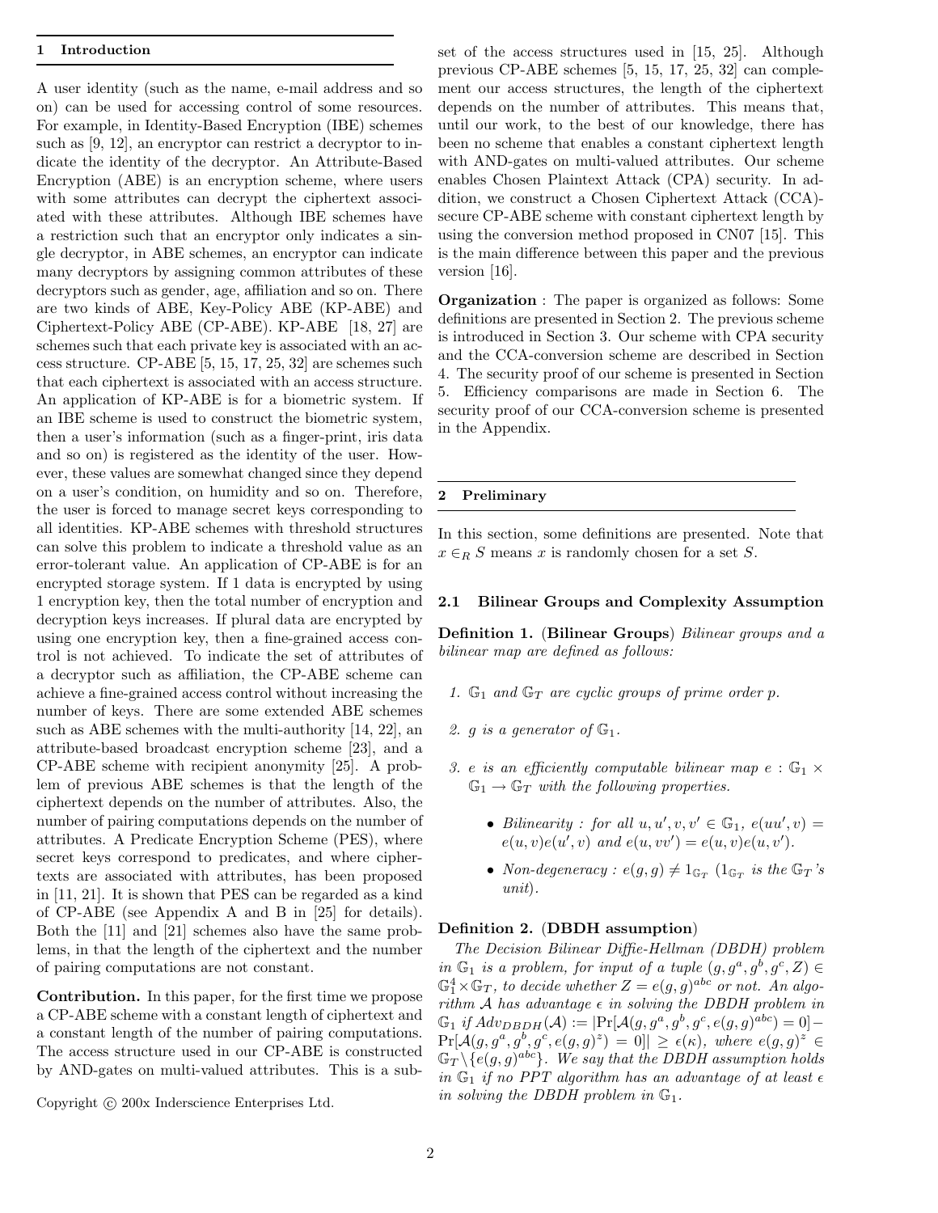## 1 Introduction

A user identity (such as the name, e-mail address and so on) can be used for accessing control of some resources. For example, in Identity-Based Encryption (IBE) schemes such as [9, 12], an encryptor can restrict a decryptor to indicate the identity of the decryptor. An Attribute-Based Encryption (ABE) is an encryption scheme, where users with some attributes can decrypt the ciphertext associated with these attributes. Although IBE schemes have a restriction such that an encryptor only indicates a single decryptor, in ABE schemes, an encryptor can indicate many decryptors by assigning common attributes of these decryptors such as gender, age, affiliation and so on. There are two kinds of ABE, Key-Policy ABE (KP-ABE) and Ciphertext-Policy ABE (CP-ABE). KP-ABE [18, 27] are schemes such that each private key is associated with an access structure. CP-ABE [5, 15, 17, 25, 32] are schemes such that each ciphertext is associated with an access structure. An application of KP-ABE is for a biometric system. If an IBE scheme is used to construct the biometric system, then a user's information (such as a finger-print, iris data and so on) is registered as the identity of the user. However, these values are somewhat changed since they depend on a user's condition, on humidity and so on. Therefore, the user is forced to manage secret keys corresponding to all identities. KP-ABE schemes with threshold structures can solve this problem to indicate a threshold value as an error-tolerant value. An application of CP-ABE is for an encrypted storage system. If 1 data is encrypted by using 1 encryption key, then the total number of encryption and decryption keys increases. If plural data are encrypted by using one encryption key, then a fine-grained access control is not achieved. To indicate the set of attributes of a decryptor such as affiliation, the CP-ABE scheme can achieve a fine-grained access control without increasing the number of keys. There are some extended ABE schemes such as ABE schemes with the multi-authority [14, 22], an attribute-based broadcast encryption scheme [23], and a CP-ABE scheme with recipient anonymity [25]. A problem of previous ABE schemes is that the length of the ciphertext depends on the number of attributes. Also, the number of pairing computations depends on the number of attributes. A Predicate Encryption Scheme (PES), where secret keys correspond to predicates, and where ciphertexts are associated with attributes, has been proposed in [11, 21]. It is shown that PES can be regarded as a kind of CP-ABE (see Appendix A and B in [25] for details). Both the [11] and [21] schemes also have the same problems, in that the length of the ciphertext and the number of pairing computations are not constant.

**Contribution.** In this paper, for the first time we propose a CP-ABE scheme with a constant length of ciphertext and a constant length of the number of pairing computations. The access structure used in our CP-ABE is constructed by AND-gates on multi-valued attributes. This is a subset of the access structures used in [15, 25]. Although previous CP-ABE schemes [5, 15, 17, 25, 32] can complement our access structures, the length of the ciphertext depends on the number of attributes. This means that, until our work, to the best of our knowledge, there has been no scheme that enables a constant ciphertext length with AND-gates on multi-valued attributes. Our scheme enables Chosen Plaintext Attack (CPA) security. In addition, we construct a Chosen Ciphertext Attack (CCA)-secure CP-ABE scheme with constant ciphertext length by using the conversion method proposed in CN07 [15]. This is the main difference between this paper and the previous version [16].

**Organization** : The paper is organized as follows: Some definitions are presented in Section 2. The previous scheme is introduced in Section 3. Our scheme with CPA security and the CCA-conversion scheme are described in Section 4. The security proof of our scheme is presented in Section 5. Efficiency comparisons are made in Section 6. The security proof of our CCA-conversion scheme is presented in the Appendix.

## 2 Preliminary

In this section, some definitions are presented. Note that $x \in_R S$ means $x$ is randomly chosen for a set $S$.

### 2.1 Bilinear Groups and Complexity Assumption

**Definition 1.** (**Bilinear Groups**) *Bilinear groups and a bilinear map are defined as follows:*

1. *$\mathbb{G}_1$ and $\mathbb{G}_T$ are cyclic groups of prime order $p$.*
2. *$g$ is a generator of $\mathbb{G}_1$.*
3. *$e$ is an efficiently computable bilinear map $e : \mathbb{G}_1 \times \mathbb{G}_1 \to \mathbb{G}_T$ with the following properties.*
   - *Bilinearity : for all $u, u', v, v' \in \mathbb{G}_1$, $e(uu', v) = e(u, v)e(u', v)$ and $e(u, vv') = e(u, v)e(u, v')$.*
   - *Non-degeneracy : $e(g, g) \neq 1_{\mathbb{G}_T}$ ($1_{\mathbb{G}_T}$ is the $\mathbb{G}_T$'s unit).*

**Definition 2.** (**DBDH assumption**)
*The Decision Bilinear Diffie-Hellman (DBDH) problem in $\mathbb{G}_1$ is a problem, for input of a tuple $(g, g^a, g^b, g^c, Z) \in \mathbb{G}_1^4 \times \mathbb{G}_T$, to decide whether $Z = e(g, g)^{abc}$ or not. An algorithm $\mathcal{A}$ has advantage $\epsilon$ in solving the DBDH problem in $\mathbb{G}_1$ if $Adv_{DBDH}(\mathcal{A}) := |\Pr[\mathcal{A}(g, g^a, g^b, g^c, e(g, g)^{abc}) = 0] - \Pr[\mathcal{A}(g, g^a, g^b, g^c, e(g, g)^z) = 0]| \geq \epsilon(\kappa)$, where $e(g, g)^z \in \mathbb{G}_T \backslash \{e(g, g)^{abc}\}$. We say that the DBDH assumption holds in $\mathbb{G}_1$ if no PPT algorithm has an advantage of at least $\epsilon$ in solving the DBDH problem in $\mathbb{G}_1$.*

Copyright © 200x Inderscience Enterprises Ltd.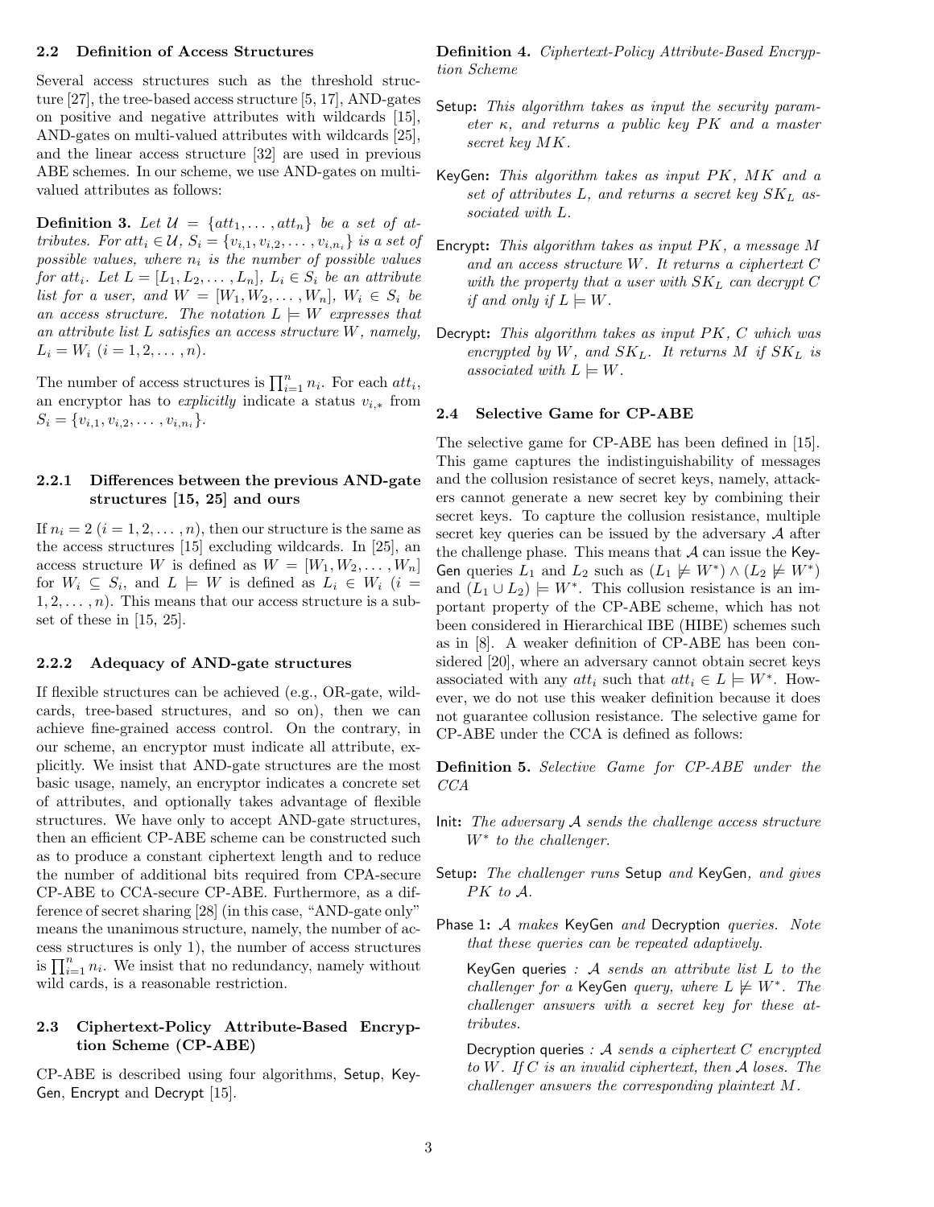### 2.2 Definition of Access Structures

Several access structures such as the threshold structure [27], the tree-based access structure [5, 17], AND-gates on positive and negative attributes with wildcards [15], AND-gates on multi-valued attributes with wildcards [25], and the linear access structure [32] are used in previous ABE schemes. In our scheme, we use AND-gates on multi-valued attributes as follows:

**Definition 3.** *Let $\mathcal{U} = \{att_1, \dots, att_n\}$ be a set of attributes. For $att_i \in \mathcal{U}$, $S_i = \{v_{i,1}, v_{i,2}, \dots, v_{i,n_i}\}$ is a set of possible values, where $n_i$ is the number of possible values for $att_i$. Let $L = [L_1, L_2, \dots, L_n]$, $L_i \in S_i$ be an attribute list for a user, and $W = [W_1, W_2, \dots, W_n]$, $W_i \in S_i$ be an access structure. The notation $L \models W$ expresses that an attribute list $L$ satisfies an access structure $W$, namely, $L_i = W_i$ $(i = 1, 2, \dots, n)$.*

The number of access structures is $\prod_{i=1}^{n} n_i$. For each $att_i$, an encryptor has to *explicitly* indicate a status $v_{i,*}$ from $S_i = \{v_{i,1}, v_{i,2}, \dots, v_{i,n_i}\}$.

#### 2.2.1 Differences between the previous AND-gate structures [15, 25] and ours

If $n_i = 2$ $(i = 1, 2, \dots, n)$, then our structure is the same as the access structures [15] excluding wildcards. In [25], an access structure $W$ is defined as $W = [W_1, W_2, \dots, W_n]$ for $W_i \subseteq S_i$, and $L \models W$ is defined as $L_i \in W_i$ $(i = 1, 2, \dots, n)$. This means that our access structure is a subset of these in [15, 25].

#### 2.2.2 Adequacy of AND-gate structures

If flexible structures can be achieved (e.g., OR-gate, wildcards, tree-based structures, and so on), then we can achieve fine-grained access control. On the contrary, in our scheme, an encryptor must indicate all attribute, explicitly. We insist that AND-gate structures are the most basic usage, namely, an encryptor indicates a concrete set of attributes, and optionally takes advantage of flexible structures. We have only to accept AND-gate structures, then an efficient CP-ABE scheme can be constructed such as to produce a constant ciphertext length and to reduce the number of additional bits required from CPA-secure CP-ABE to CCA-secure CP-ABE. Furthermore, as a difference of secret sharing [28] (in this case, "AND-gate only" means the unanimous structure, namely, the number of access structures is only 1), the number of access structures is $\prod_{i=1}^{n} n_i$. We insist that no redundancy, namely without wild cards, is a reasonable restriction.

### 2.3 Ciphertext-Policy Attribute-Based Encryption Scheme (CP-ABE)

CP-ABE is described using four algorithms, Setup, KeyGen, Encrypt and Decrypt [15].

**Definition 4.** *Ciphertext-Policy Attribute-Based Encryption Scheme*

Setup: *This algorithm takes as input the security parameter $\kappa$, and returns a public key $PK$ and a master secret key $MK$.*

KeyGen: *This algorithm takes as input $PK$, $MK$ and a set of attributes $L$, and returns a secret key $SK_L$ associated with $L$.*

Encrypt: *This algorithm takes as input $PK$, a message $M$ and an access structure $W$. It returns a ciphertext $C$ with the property that a user with $SK_L$ can decrypt $C$ if and only if $L \models W$.*

Decrypt: *This algorithm takes as input $PK$, $C$ which was encrypted by $W$, and $SK_L$. It returns $M$ if $SK_L$ is associated with $L \models W$.*

### 2.4 Selective Game for CP-ABE

The selective game for CP-ABE has been defined in [15]. This game captures the indistinguishability of messages and the collusion resistance of secret keys, namely, attackers cannot generate a new secret key by combining their secret keys. To capture the collusion resistance, multiple secret key queries can be issued by the adversary $\mathcal{A}$ after the challenge phase. This means that $\mathcal{A}$ can issue the KeyGen queries $L_1$ and $L_2$ such as $(L_1 \not\models W^*) \wedge (L_2 \not\models W^*)$ and $(L_1 \cup L_2) \models W^*$. This collusion resistance is an important property of the CP-ABE scheme, which has not been considered in Hierarchical IBE (HIBE) schemes such as in [8]. A weaker definition of CP-ABE has been considered [20], where an adversary cannot obtain secret keys associated with any $att_i$ such that $att_i \in L \models W^*$. However, we do not use this weaker definition because it does not guarantee collusion resistance. The selective game for CP-ABE under the CCA is defined as follows:

**Definition 5.** *Selective Game for CP-ABE under the CCA*

Init: *The adversary $\mathcal{A}$ sends the challenge access structure $W^*$ to the challenger.*

Setup: *The challenger runs* Setup *and* KeyGen*, and gives $PK$ to $\mathcal{A}$.*

Phase 1: *$\mathcal{A}$ makes* KeyGen *and* Decryption *queries. Note that these queries can be repeated adaptively.*

KeyGen queries *: $\mathcal{A}$ sends an attribute list $L$ to the challenger for a* KeyGen *query, where $L \not\models W^*$. The challenger answers with a secret key for these attributes.*

Decryption queries *: $\mathcal{A}$ sends a ciphertext $C$ encrypted to $W$. If $C$ is an invalid ciphertext, then $\mathcal{A}$ loses. The challenger answers the corresponding plaintext $M$.*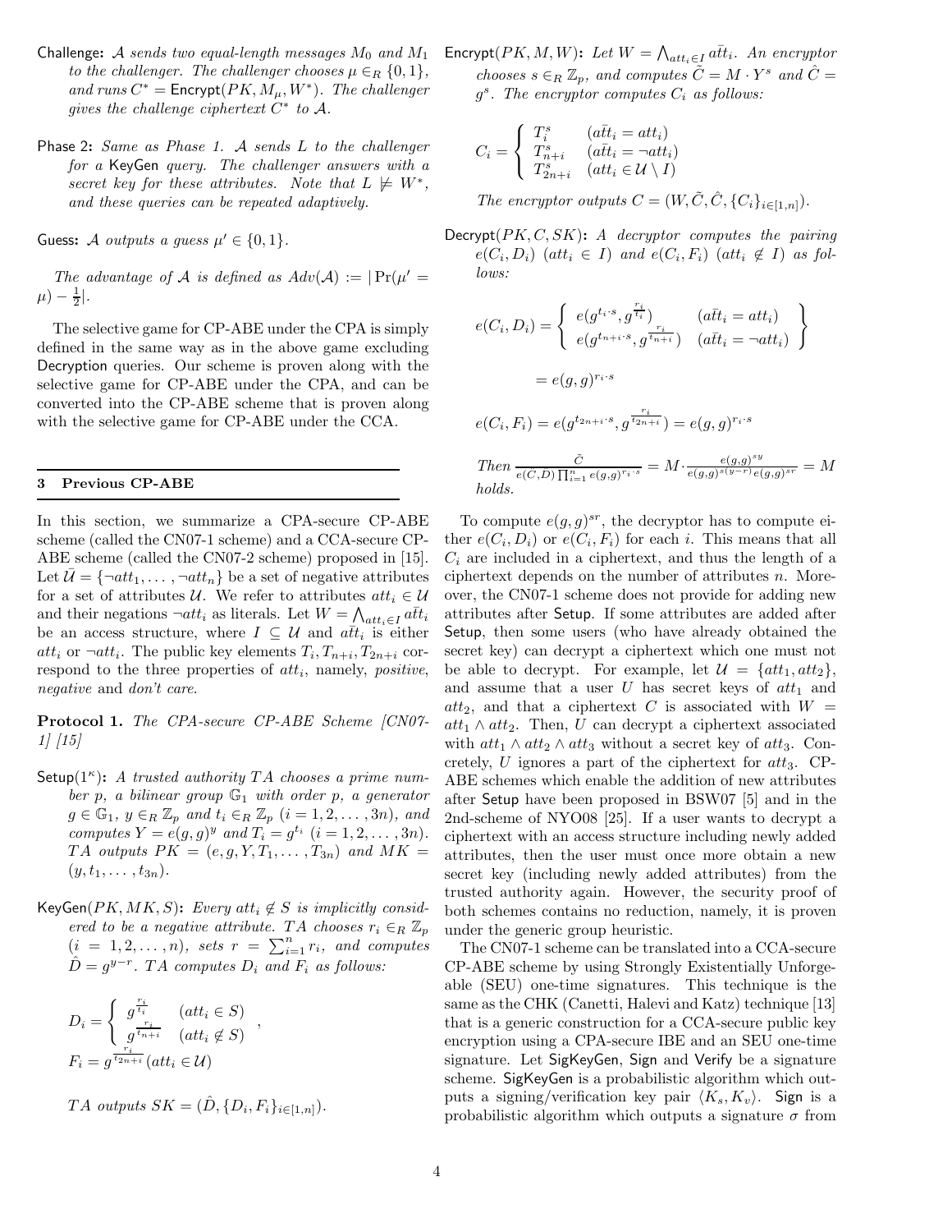**Challenge:** *$\mathcal{A}$ sends two equal-length messages $M_0$ and $M_1$ to the challenger. The challenger chooses $\mu \in_R \{0,1\}$, and runs $C^* = \mathsf{Encrypt}(PK, M_\mu, W^*)$. The challenger gives the challenge ciphertext $C^*$ to $\mathcal{A}$.*

**Phase 2:** *Same as Phase 1. $\mathcal{A}$ sends $L$ to the challenger for a* KeyGen *query. The challenger answers with a secret key for these attributes. Note that $L \not\models W^*$, and these queries can be repeated adaptively.*

**Guess:** *$\mathcal{A}$ outputs a guess $\mu' \in \{0,1\}$.*

*The advantage of $\mathcal{A}$ is defined as $Adv(\mathcal{A}) := |\Pr(\mu' = \mu) - \frac{1}{2}|$.*

The selective game for CP-ABE under the CPA is simply defined in the same way as in the above game excluding Decryption queries. Our scheme is proven along with the selective game for CP-ABE under the CPA, and can be converted into the CP-ABE scheme that is proven along with the selective game for CP-ABE under the CCA.

## 3 Previous CP-ABE

In this section, we summarize a CPA-secure CP-ABE scheme (called the CN07-1 scheme) and a CCA-secure CP-ABE scheme (called the CN07-2 scheme) proposed in [15]. Let $\bar{\mathcal{U}} = \{\neg att_1, \ldots, \neg att_n\}$ be a set of negative attributes for a set of attributes $\mathcal{U}$. We refer to attributes $att_i \in \mathcal{U}$ and their negations $\neg att_i$ as literals. Let $W = \bigwedge_{att_i \in I} \bar{att_i}$ be an access structure, where $I \subseteq \mathcal{U}$ and $\bar{att_i}$ is either $att_i$ or $\neg att_i$. The public key elements $T_i, T_{n+i}, T_{2n+i}$ correspond to the three properties of $att_i$, namely, *positive*, *negative* and *don't care*.

**Protocol 1.** *The CPA-secure CP-ABE Scheme [CN07-1] [15]*

**Setup**$(1^\kappa)$**:** *A trusted authority $TA$ chooses a prime number $p$, a bilinear group $\mathbb{G}_1$ with order $p$, a generator $g \in \mathbb{G}_1$, $y \in_R \mathbb{Z}_p$ and $t_i \in_R \mathbb{Z}_p$ $(i = 1, 2, \ldots, 3n)$, and computes $Y = e(g,g)^y$ and $T_i = g^{t_i}$ $(i = 1, 2, \ldots, 3n)$. $TA$ outputs $PK = (e, g, Y, T_1, \ldots, T_{3n})$ and $MK = (y, t_1, \ldots, t_{3n})$.*

**KeyGen**$(PK, MK, S)$**:** *Every $att_i \notin S$ is implicitly considered to be a negative attribute. $TA$ chooses $r_i \in_R \mathbb{Z}_p$ $(i = 1, 2, \ldots, n)$, sets $r = \sum_{i=1}^{n} r_i$, and computes $\hat{D} = g^{y-r}$. $TA$ computes $D_i$ and $F_i$ as follows:*

$$D_i = \begin{cases} g^{\frac{r_i}{t_i}} & (att_i \in S) \\ g^{\frac{r_i}{t_{n+i}}} & (att_i \notin S) \end{cases},$$

$$F_i = g^{\frac{r_i}{t_{2n+i}}} (att_i \in \mathcal{U})$$

*$TA$ outputs $SK = (\hat{D}, \{D_i, F_i\}_{i \in [1,n]})$.*

**Encrypt**$(PK, M, W)$**:** *Let $W = \bigwedge_{att_i \in I} \bar{att_i}$. An encryptor chooses $s \in_R \mathbb{Z}_p$, and computes $\tilde{C} = M \cdot Y^s$ and $\hat{C} = g^s$. The encryptor computes $C_i$ as follows:*

$$C_i = \begin{cases} T_i^s & (\bar{att_i} = att_i) \\ T_{n+i}^s & (\bar{att_i} = \neg att_i) \\ T_{2n+i}^s & (att_i \in \mathcal{U} \setminus I) \end{cases}$$

*The encryptor outputs $C = (W, \tilde{C}, \hat{C}, \{C_i\}_{i \in [1,n]})$.*

**Decrypt**$(PK, C, SK)$**:** *A decryptor computes the pairing $e(C_i, D_i)$ $(att_i \in I)$ and $e(C_i, F_i)$ $(att_i \notin I)$ as follows:*

$$e(C_i, D_i) = \left\{ \begin{array}{ll} e(g^{t_i \cdot s}, g^{\frac{r_i}{t_i}}) & (\bar{att_i} = att_i) \\ e(g^{t_{n+i} \cdot s}, g^{\frac{r_i}{t_{n+i}}}) & (\bar{att_i} = \neg att_i) \end{array} \right\}$$

$$= e(g,g)^{r_i \cdot s}$$

$$e(C_i, F_i) = e(g^{t_{2n+i} \cdot s}, g^{\frac{r_i}{t_{2n+i}}}) = e(g,g)^{r_i \cdot s}$$

*Then $\frac{\tilde{C}}{e(\hat{C}, \hat{D}) \prod_{i=1}^{n} e(g,g)^{r_i \cdot s}} = M \cdot \frac{e(g,g)^{sy}}{e(g,g)^{s(y-r)} e(g,g)^{sr}} = M$ holds.*

To compute $e(g,g)^{sr}$, the decryptor has to compute either $e(C_i, D_i)$ or $e(C_i, F_i)$ for each $i$. This means that all $C_i$ are included in a ciphertext, and thus the length of a ciphertext depends on the number of attributes $n$. Moreover, the CN07-1 scheme does not provide for adding new attributes after Setup. If some attributes are added after Setup, then some users (who have already obtained the secret key) can decrypt a ciphertext which one must not be able to decrypt. For example, let $\mathcal{U} = \{att_1, att_2\}$, and assume that a user $U$ has secret keys of $att_1$ and $att_2$, and that a ciphertext $C$ is associated with $W = att_1 \wedge att_2$. Then, $U$ can decrypt a ciphertext associated with $att_1 \wedge att_2 \wedge att_3$ without a secret key of $att_3$. Concretely, $U$ ignores a part of the ciphertext for $att_3$. CP-ABE schemes which enable the addition of new attributes after Setup have been proposed in BSW07 [5] and in the 2nd-scheme of NYO08 [25]. If a user wants to decrypt a ciphertext with an access structure including newly added attributes, then the user must once more obtain a new secret key (including newly added attributes) from the trusted authority again. However, the security proof of both schemes contains no reduction, namely, it is proven under the generic group heuristic.

The CN07-1 scheme can be translated into a CCA-secure CP-ABE scheme by using Strongly Existentially Unforgeable (SEU) one-time signatures. This technique is the same as the CHK (Canetti, Halevi and Katz) technique [13] that is a generic construction for a CCA-secure public key encryption using a CPA-secure IBE and an SEU one-time signature. Let SigKeyGen, Sign and Verify be a signature scheme. SigKeyGen is a probabilistic algorithm which outputs a signing/verification key pair $\langle K_s, K_v \rangle$. Sign is a probabilistic algorithm which outputs a signature $\sigma$ from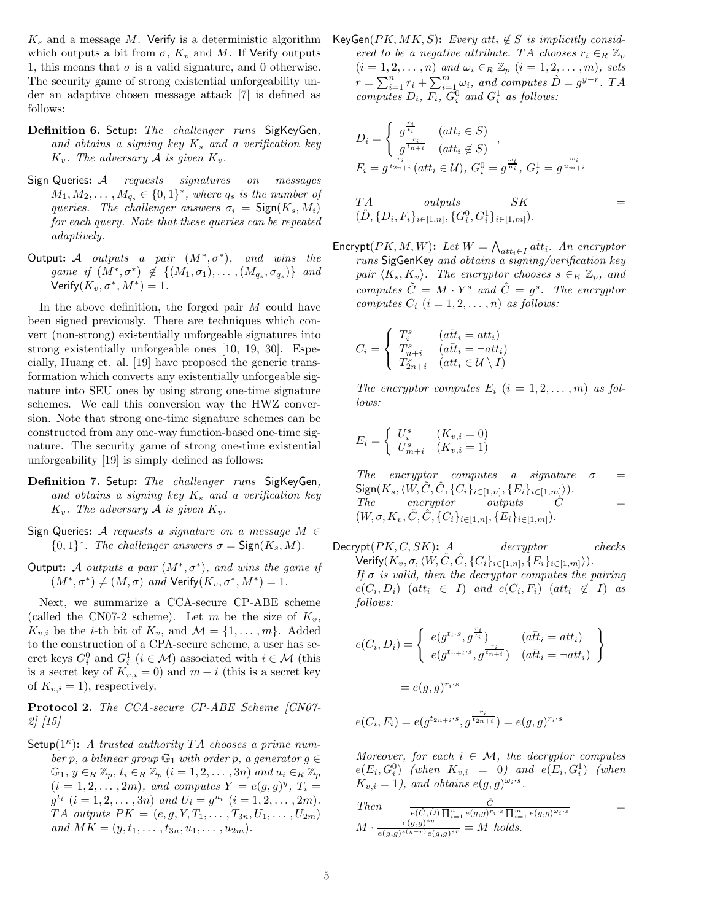$K_s$ and a message $M$. Verify is a deterministic algorithm which outputs a bit from $\sigma$, $K_v$ and $M$. If Verify outputs 1, this means that $\sigma$ is a valid signature, and 0 otherwise. The security game of strong existential unforgeability under an adaptive chosen message attack [7] is defined as follows:

**Definition 6.** Setup: *The challenger runs* SigKeyGen*, and obtains a signing key $K_s$ and a verification key $K_v$. The adversary $\mathcal{A}$ is given $K_v$.*

Sign Queries: *$\mathcal{A}$ requests signatures on messages $M_1, M_2, \ldots, M_{q_s} \in \{0,1\}^*$, where $q_s$ is the number of queries. The challenger answers $\sigma_i = \mathsf{Sign}(K_s, M_i)$ for each query. Note that these queries can be repeated adaptively.*

Output: *$\mathcal{A}$ outputs a pair $(M^*, \sigma^*)$, and wins the game if $(M^*, \sigma^*) \notin \{(M_1, \sigma_1), \ldots, (M_{q_s}, \sigma_{q_s})\}$ and $\mathsf{Verify}(K_v, \sigma^*, M^*) = 1$.*

In the above definition, the forged pair $M$ could have been signed previously. There are techniques which convert (non-strong) existentially unforgeable signatures into strong existentially unforgeable ones [10, 19, 30]. Especially, Huang et. al. [19] have proposed the generic transformation which converts any existentially unforgeable signature into SEU ones by using strong one-time signature schemes. We call this conversion way the HWZ conversion. Note that strong one-time signature schemes can be constructed from any one-way function-based one-time signature. The security game of strong one-time existential unforgeability [19] is simply defined as follows:

**Definition 7.** Setup: *The challenger runs* SigKeyGen*, and obtains a signing key $K_s$ and a verification key $K_v$. The adversary $\mathcal{A}$ is given $K_v$.*

Sign Queries: *$\mathcal{A}$ requests a signature on a message $M \in \{0,1\}^*$. The challenger answers $\sigma = \mathsf{Sign}(K_s, M)$.*

Output: *$\mathcal{A}$ outputs a pair $(M^*, \sigma^*)$, and wins the game if $(M^*, \sigma^*) \neq (M, \sigma)$ and $\mathsf{Verify}(K_v, \sigma^*, M^*) = 1$.*

Next, we summarize a CCA-secure CP-ABE scheme (called the CN07-2 scheme). Let $m$ be the size of $K_v$, $K_{v,i}$ be the $i$-th bit of $K_v$, and $\mathcal{M} = \{1, \ldots, m\}$. Added to the construction of a CPA-secure scheme, a user has secret keys $G_i^0$ and $G_i^1$ ($i \in \mathcal{M}$) associated with $i \in \mathcal{M}$ (this is a secret key of $K_{v,i} = 0$) and $m + i$ (this is a secret key of $K_{v,i} = 1$), respectively.

**Protocol 2.** *The CCA-secure CP-ABE Scheme [CN07-2] [15]*

Setup$(1^\kappa)$: *A trusted authority $TA$ chooses a prime number $p$, a bilinear group $\mathbb{G}_1$ with order $p$, a generator $g \in \mathbb{G}_1$, $y \in_R \mathbb{Z}_p$, $t_i \in_R \mathbb{Z}_p$ $(i = 1, 2, \ldots, 3n)$ and $u_i \in_R \mathbb{Z}_p$ $(i = 1, 2, \ldots, 2m)$, and computes $Y = e(g,g)^y$, $T_i = g^{t_i}$ $(i = 1, 2, \ldots, 3n)$ and $U_i = g^{u_i}$ $(i = 1, 2, \ldots, 2m)$. $TA$ outputs $PK = (e, g, Y, T_1, \ldots, T_{3n}, U_1, \ldots, U_{2m})$ and $MK = (y, t_1, \ldots, t_{3n}, u_1, \ldots, u_{2m})$.*

KeyGen$(PK, MK, S)$: *Every $att_i \notin S$ is implicitly considered to be a negative attribute. $TA$ chooses $r_i \in_R \mathbb{Z}_p$ $(i = 1, 2, \ldots, n)$ and $\omega_i \in_R \mathbb{Z}_p$ $(i = 1, 2, \ldots, m)$, sets $r = \sum_{i=1}^n r_i + \sum_{i=1}^m \omega_i$, and computes $\hat{D} = g^{y-r}$. $TA$ computes $D_i$, $F_i$, $G_i^0$ and $G_i^1$ as follows:*

$$D_i = \begin{cases} g^{\frac{r_i}{t_i}} & (att_i \in S) \\ g^{\frac{r_i}{t_{n+i}}} & (att_i \notin S) \end{cases},$$

$$F_i = g^{\frac{r_i}{t_{2n+i}}} (att_i \in \mathcal{U}),\ G_i^0 = g^{\frac{\omega_i}{u_i}},\ G_i^1 = g^{\frac{\omega_i}{u_{m+i}}}$$

*$TA$ outputs $SK = (\hat{D}, \{D_i, F_i\}_{i \in [1,n]}, \{G_i^0, G_i^1\}_{i \in [1,m]})$.*

Encrypt$(PK, M, W)$: *Let $W = \bigwedge_{att_i \in I} \bar{att_i}$. An encryptor runs* SigGenKey *and obtains a signing/verification key pair $\langle K_s, K_v \rangle$. The encryptor chooses $s \in_R \mathbb{Z}_p$, and computes $\tilde{C} = M \cdot Y^s$ and $\hat{C} = g^s$. The encryptor computes $C_i$ $(i = 1, 2, \ldots, n)$ as follows:*

$$C_i = \begin{cases} T_i^s & (\bar{att_i} = att_i) \\ T_{n+i}^s & (\bar{att_i} = \neg att_i) \\ T_{2n+i}^s & (att_i \in \mathcal{U} \setminus I) \end{cases}$$

*The encryptor computes $E_i$ $(i = 1, 2, \ldots, m)$ as follows:*

$$E_i = \begin{cases} U_i^s & (K_{v,i} = 0) \\ U_{m+i}^s & (K_{v,i} = 1) \end{cases}$$

*The encryptor computes a signature $\sigma = \mathsf{Sign}(K_s, \langle W, \tilde{C}, \hat{C}, \{C_i\}_{i \in [1,n]}, \{E_i\}_{i \in [1,m]} \rangle)$. The encryptor outputs $C = (W, \sigma, K_v, \tilde{C}, \hat{C}, \{C_i\}_{i \in [1,n]}, \{E_i\}_{i \in [1,m]})$.*

Decrypt$(PK, C, SK)$: *A decryptor checks $\mathsf{Verify}(K_v, \sigma, \langle W, \tilde{C}, \hat{C}, \{C_i\}_{i \in [1,n]}, \{E_i\}_{i \in [1,m]} \rangle)$. If $\sigma$ is valid, then the decryptor computes the pairing $e(C_i, D_i)$ $(att_i \in I)$ and $e(C_i, F_i)$ $(att_i \notin I)$ as follows:*

$$e(C_i, D_i) = \begin{Bmatrix} e(g^{t_i \cdot s}, g^{\frac{r_i}{t_i}}) & (\bar{att_i} = att_i) \\ e(g^{t_{n+i} \cdot s}, g^{\frac{r_i}{t_{n+i}}}) & (\bar{att_i} = \neg att_i) \end{Bmatrix}$$

$$= e(g,g)^{r_i \cdot s}$$

$$e(C_i, F_i) = e(g^{t_{2n+i} \cdot s}, g^{\frac{r_i}{t_{2n+i}}}) = e(g,g)^{r_i \cdot s}$$

*Moreover, for each $i \in \mathcal{M}$, the decryptor computes $e(E_i, G_i^0)$ (when $K_{v,i} = 0$) and $e(E_i, G_i^1)$ (when $K_{v,i} = 1$), and obtains $e(g,g)^{\omega_i \cdot s}$.*

*Then $\frac{\tilde{C}}{e(\hat{C}, \hat{D}) \prod_{i=1}^n e(g,g)^{r_i \cdot s} \prod_{i=1}^m e(g,g)^{\omega_i \cdot s}} = M \cdot \frac{e(g,g)^{sy}}{e(g,g)^{s(y-r)} e(g,g)^{sr}} = M$ holds.*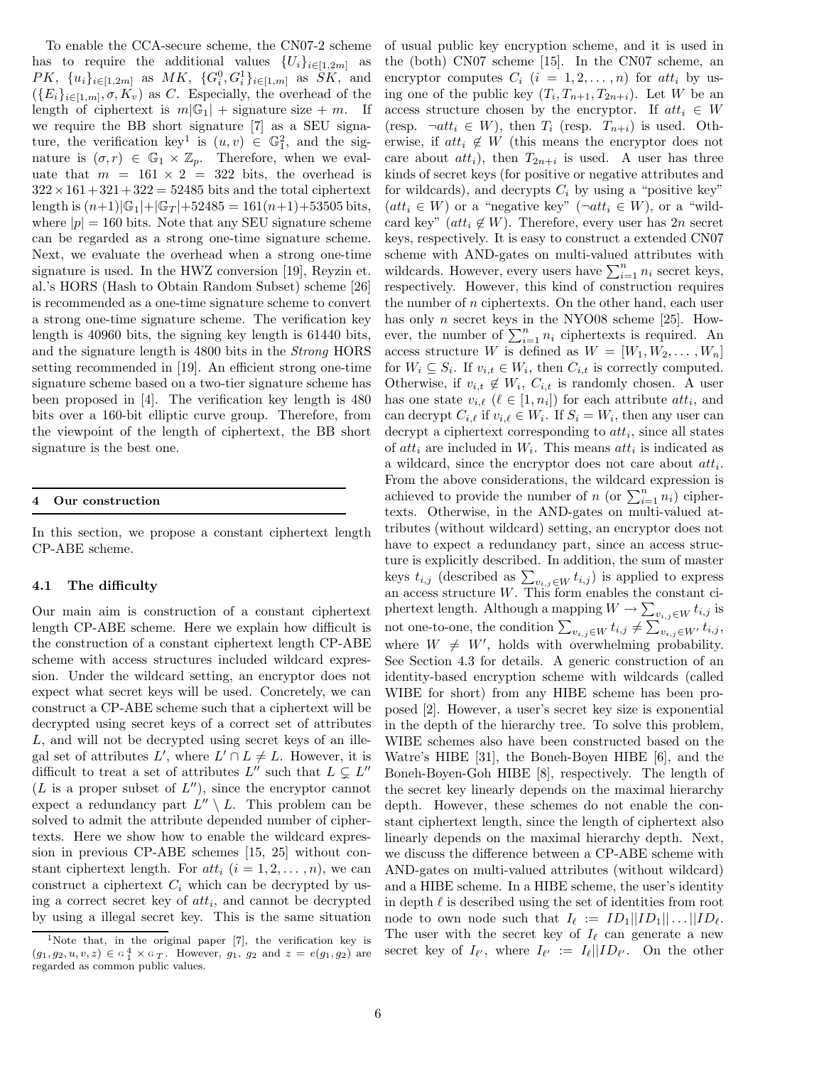To enable the CCA-secure scheme, the CN07-2 scheme has to require the additional values $\{U_i\}_{i\in[1,2m]}$ as $PK$, $\{u_i\}_{i\in[1,2m]}$ as $MK$, $\{G_i^0, G_i^1\}_{i\in[1,m]}$ as $SK$, and $(\{E_i\}_{i\in[1,m]}, \sigma, K_v)$ as $C$. Especially, the overhead of the length of ciphertext is $m|\mathbb{G}_1|$ + signature size + $m$. If we require the BB short signature [7] as a SEU signature, the verification key[1] is $(u,v) \in \mathbb{G}_1^2$, and the signature is $(\sigma, r) \in \mathbb{G}_1 \times \mathbb{Z}_p$. Therefore, when we evaluate that $m = 161 \times 2 = 322$ bits, the overhead is $322 \times 161 + 321 + 322 = 52485$ bits and the total ciphertext length is $(n+1)|\mathbb{G}_1| + |\mathbb{G}_T| + 52485 = 161(n+1) + 53505$ bits, where $|p| = 160$ bits. Note that any SEU signature scheme can be regarded as a strong one-time signature scheme. Next, we evaluate the overhead when a strong one-time signature is used. In the HWZ conversion [19], Reyzin et. al.'s HORS (Hash to Obtain Random Subset) scheme [26] is recommended as a one-time signature scheme to convert a strong one-time signature scheme. The verification key length is 40960 bits, the signing key length is 61440 bits, and the signature length is 4800 bits in the *Strong* HORS setting recommended in [19]. An efficient strong one-time signature scheme based on a two-tier signature scheme has been proposed in [4]. The verification key length is 480 bits over a 160-bit elliptic curve group. Therefore, from the viewpoint of the length of ciphertext, the BB short signature is the best one.

## 4 Our construction

In this section, we propose a constant ciphertext length CP-ABE scheme.

### 4.1 The difficulty

Our main aim is construction of a constant ciphertext length CP-ABE scheme. Here we explain how difficult is the construction of a constant ciphertext length CP-ABE scheme with access structures included wildcard expression. Under the wildcard setting, an encryptor does not expect what secret keys will be used. Concretely, we can construct a CP-ABE scheme such that a ciphertext will be decrypted using secret keys of a correct set of attributes $L$, and will not be decrypted using secret keys of an illegal set of attributes $L'$, where $L' \cap L \neq L$. However, it is difficult to treat a set of attributes $L''$ such that $L \subsetneq L''$ ($L$ is a proper subset of $L''$), since the encryptor cannot expect a redundancy part $L'' \setminus L$. This problem can be solved to admit the attribute depended number of ciphertexts. Here we show how to enable the wildcard expression in previous CP-ABE schemes [15, 25] without constant ciphertext length. For $att_i$ $(i = 1, 2, \ldots, n)$, we can construct a ciphertext $C_i$ which can be decrypted by using a correct secret key of $att_i$, and cannot be decrypted by using a illegal secret key. This is the same situation of usual public key encryption scheme, and it is used in the (both) CN07 scheme [15]. In the CN07 scheme, an encryptor computes $C_i$ $(i = 1, 2, \ldots, n)$ for $att_i$ by using one of the public key $(T_i, T_{n+1}, T_{2n+i})$. Let $W$ be an access structure chosen by the encryptor. If $att_i \in W$ (resp. $\neg att_i \in W$), then $T_i$ (resp. $T_{n+i}$) is used. Otherwise, if $att_i \notin W$ (this means the encryptor does not care about $att_i$), then $T_{2n+i}$ is used. A user has three kinds of secret keys (for positive or negative attributes and for wildcards), and decrypts $C_i$ by using a "positive key" ($att_i \in W$) or a "negative key" ($\neg att_i \in W$), or a "wildcard key" ($att_i \notin W$). Therefore, every user has $2n$ secret keys, respectively. It is easy to construct a extended CN07 scheme with AND-gates on multi-valued attributes with wildcards. However, every users have $\sum_{i=1}^{n} n_i$ secret keys, respectively. However, this kind of construction requires the number of $n$ ciphertexts. On the other hand, each user has only $n$ secret keys in the NYO08 scheme [25]. However, the number of $\sum_{i=1}^{n} n_i$ ciphertexts is required. An access structure $W$ is defined as $W = [W_1, W_2, \ldots, W_n]$ for $W_i \subseteq S_i$. If $v_{i,t} \in W_i$, then $C_{i,t}$ is correctly computed. Otherwise, if $v_{i,t} \notin W_i$, $C_{i,t}$ is randomly chosen. A user has one state $v_{i,\ell}$ $(\ell \in [1, n_i])$ for each attribute $att_i$, and can decrypt $C_{i,\ell}$ if $v_{i,\ell} \in W_i$. If $S_i = W_i$, then any user can decrypt a ciphertext corresponding to $att_i$, since all states of $att_i$ are included in $W_i$. This means $att_i$ is indicated as a wildcard, since the encryptor does not care about $att_i$. From the above considerations, the wildcard expression is achieved to provide the number of $n$ (or $\sum_{i=1}^{n} n_i$) ciphertexts. Otherwise, in the AND-gates on multi-valued attributes (without wildcard) setting, an encryptor does not have to expect a redundancy part, since an access structure is explicitly described. In addition, the sum of master keys $t_{i,j}$ (described as $\sum_{v_{i,j} \in W} t_{i,j}$) is applied to express an access structure $W$. This form enables the constant ciphertext length. Although a mapping $W \to \sum_{v_{i,j} \in W} t_{i,j}$ is not one-to-one, the condition $\sum_{v_{i,j} \in W} t_{i,j} \neq \sum_{v_{i,j} \in W'} t_{i,j}$, where $W \neq W'$, holds with overwhelming probability. See Section 4.3 for details. A generic construction of an identity-based encryption scheme with wildcards (called WIBE for short) from any HIBE scheme has been proposed [2]. However, a user's secret key size is exponential in the depth of the hierarchy tree. To solve this problem, WIBE schemes also have been constructed based on the Watre's HIBE [31], the Boneh-Boyen HIBE [6], and the Boneh-Boyen-Goh HIBE [8], respectively. The length of the secret key linearly depends on the maximal hierarchy depth. However, these schemes do not enable the constant ciphertext length, since the length of ciphertext also linearly depends on the maximal hierarchy depth. Next, we discuss the difference between a CP-ABE scheme with AND-gates on multi-valued attributes (without wildcard) and a HIBE scheme. In a HIBE scheme, the user's identity in depth $\ell$ is described using the set of identities from root node to own node such that $I_\ell := ID_1 || ID_1 || \ldots || ID_\ell$. The user with the secret key of $I_\ell$ can generate a new secret key of $I_{\ell'}$, where $I_{\ell'} := I_\ell || ID_{\ell'}$. On the other

[1] Note that, in the original paper [7], the verification key is $(g_1, g_2, u, v, z) \in \mathbb{G}_1^4 \times \mathbb{G}_T$. However, $g_1$, $g_2$ and $z = e(g_1, g_2)$ are regarded as common public values.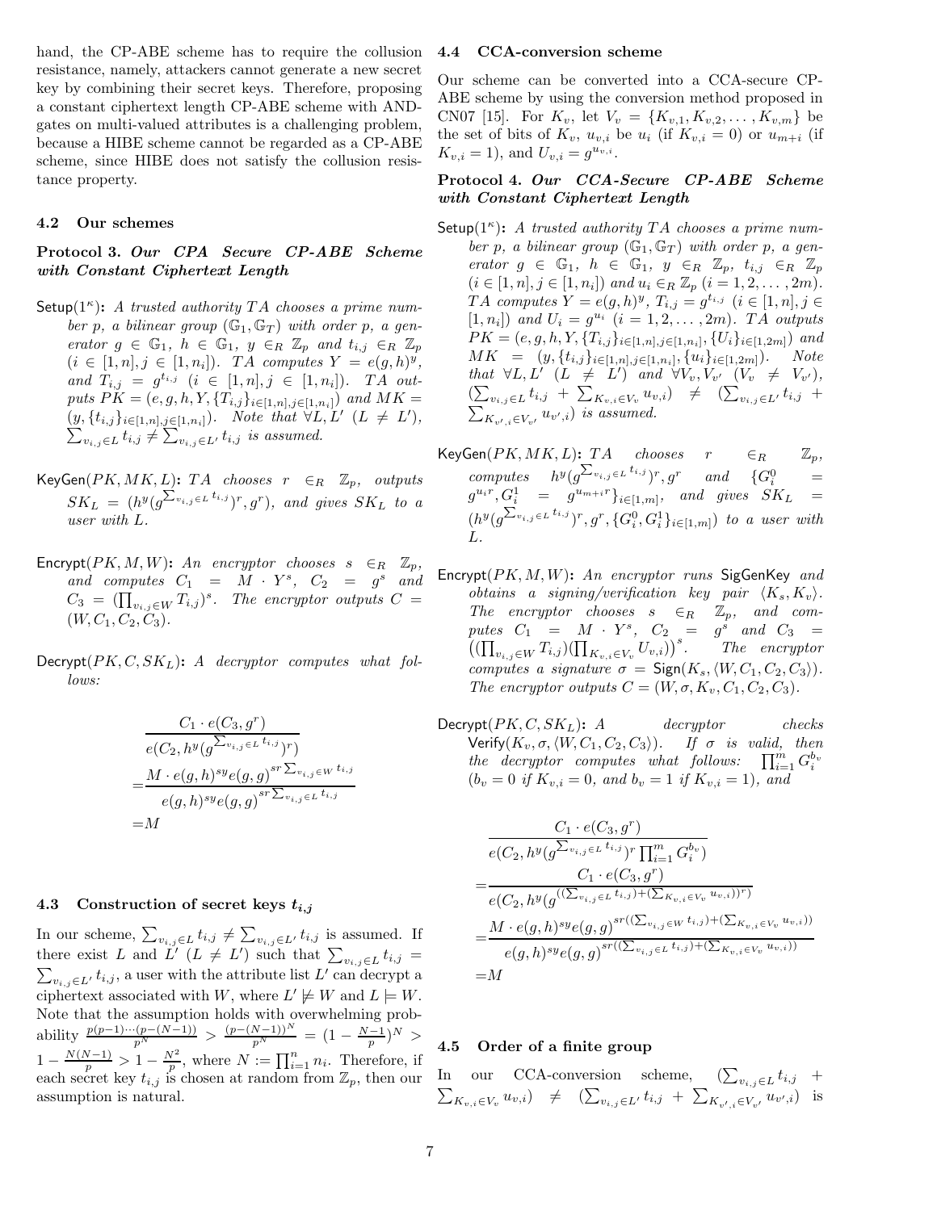hand, the CP-ABE scheme has to require the collision resistance, namely, attackers cannot generate a new secret key by combining their secret keys. Therefore, proposing a constant ciphertext length CP-ABE scheme with AND-gates on multi-valued attributes is a challenging problem, because a HIBE scheme cannot be regarded as a CP-ABE scheme, since HIBE does not satisfy the collision resistance property.

### 4.2 Our schemes

**Protocol 3. *Our CPA Secure CP-ABE Scheme with Constant Ciphertext Length***

- $\mathsf{Setup}(1^\kappa)$**:** *A trusted authority $TA$ chooses a prime number $p$, a bilinear group $(\mathbb{G}_1, \mathbb{G}_T)$ with order $p$, a generator $g \in \mathbb{G}_1$, $h \in \mathbb{G}_1$, $y \in_R \mathbb{Z}_p$ and $t_{i,j} \in_R \mathbb{Z}_p$ $(i \in [1,n], j \in [1,n_i])$. $TA$ computes $Y = e(g,h)^y$, and $T_{i,j} = g^{t_{i,j}}$ $(i \in [1,n], j \in [1,n_i])$. $TA$ outputs $PK = (e, g, h, Y, \{T_{i,j}\}_{i\in[1,n], j\in[1,n_i]})$ and $MK = (y, \{t_{i,j}\}_{i\in[1,n],j\in[1,n_i]})$. Note that $\forall L, L'$ $(L \neq L')$, $\sum_{v_{i,j}\in L} t_{i,j} \neq \sum_{v_{i,j}\in L'} t_{i,j}$ is assumed.*

- $\mathsf{KeyGen}(PK, MK, L)$**:** *$TA$ chooses $r \in_R \mathbb{Z}_p$, outputs $SK_L = (h^y(g^{\sum_{v_{i,j}\in L} t_{i,j}})^r, g^r)$, and gives $SK_L$ to a user with $L$.*

- $\mathsf{Encrypt}(PK, M, W)$**:** *An encryptor chooses $s \in_R \mathbb{Z}_p$, and computes $C_1 = M \cdot Y^s$, $C_2 = g^s$ and $C_3 = (\prod_{v_{i,j}\in W} T_{i,j})^s$. The encryptor outputs $C = (W, C_1, C_2, C_3)$.*

- $\mathsf{Decrypt}(PK, C, SK_L)$**:** *A decryptor computes what follows:*

$$
\begin{aligned}
&\frac{C_1 \cdot e(C_3, g^r)}{e(C_2, h^y(g^{\sum_{v_{i,j}\in L} t_{i,j}})^r)}\\
=&\frac{M \cdot e(g,h)^{sy} e(g,g)^{sr\sum_{v_{i,j}\in W} t_{i,j}}}{e(g,h)^{sy} e(g,g)^{sr\sum_{v_{i,j}\in L} t_{i,j}}}\\
=&M
\end{aligned}
$$

### 4.3 Construction of secret keys $t_{i,j}$

In our scheme, $\sum_{v_{i,j}\in L} t_{i,j} \neq \sum_{v_{i,j}\in L'} t_{i,j}$ is assumed. If there exist $L$ and $L'$ $(L \neq L')$ such that $\sum_{v_{i,j}\in L} t_{i,j} = \sum_{v_{i,j}\in L'} t_{i,j}$, a user with the attribute list $L'$ can decrypt a ciphertext associated with $W$, where $L' \not\models W$ and $L \models W$. Note that the assumption holds with overwhelming probability $\frac{p(p-1)\cdots(p-(N-1))}{p^N} > \frac{(p-(N-1))^N}{p^N} = (1 - \frac{N-1}{p})^N > 1 - \frac{N(N-1)}{p} > 1 - \frac{N^2}{p}$, where $N := \prod_{i=1}^n n_i$. Therefore, if each secret key $t_{i,j}$ is chosen at random from $\mathbb{Z}_p$, then our assumption is natural.

### 4.4 CCA-conversion scheme

Our scheme can be converted into a CCA-secure CP-ABE scheme by using the conversion method proposed in CN07 [15]. For $K_v$, let $V_v = \{K_{v,1}, K_{v,2}, \ldots, K_{v,m}\}$ be the set of bits of $K_v$, $u_{v,i}$ be $u_i$ (if $K_{v,i} = 0$) or $u_{m+i}$ (if $K_{v,i} = 1$), and $U_{v,i} = g^{u_{v,i}}$.

**Protocol 4. *Our CCA-Secure CP-ABE Scheme with Constant Ciphertext Length***

- $\mathsf{Setup}(1^\kappa)$**:** *A trusted authority $TA$ chooses a prime number $p$, a bilinear group $(\mathbb{G}_1, \mathbb{G}_T)$ with order $p$, a generator $g \in \mathbb{G}_1$, $h \in \mathbb{G}_1$, $y \in_R \mathbb{Z}_p$, $t_{i,j} \in_R \mathbb{Z}_p$ $(i \in [1,n], j \in [1,n_i])$ and $u_i \in_R \mathbb{Z}_p$ $(i = 1, 2, \ldots, 2m)$. $TA$ computes $Y = e(g,h)^y$, $T_{i,j} = g^{t_{i,j}}$ $(i \in [1,n], j \in [1,n_i])$ and $U_i = g^{u_i}$ $(i = 1, 2, \ldots, 2m)$. $TA$ outputs $PK = (e, g, h, Y, \{T_{i,j}\}_{i\in[1,n],j\in[1,n_i]}, \{U_i\}_{i\in[1,2m]})$ and $MK = (y, \{t_{i,j}\}_{i\in[1,n],j\in[1,n_i]}, \{u_i\}_{i\in[1,2m]})$. Note that $\forall L, L'$ $(L \neq L')$ and $\forall V_v, V_{v'}$ $(V_v \neq V_{v'})$, $(\sum_{v_{i,j}\in L} t_{i,j} + \sum_{K_{v,i}\in V_v} u_{v,i}) \neq (\sum_{v_{i,j}\in L'} t_{i,j} + \sum_{K_{v',i}\in V_{v'}} u_{v',i})$ is assumed.*

- $\mathsf{KeyGen}(PK, MK, L)$**:** *$TA$ chooses $r \in_R \mathbb{Z}_p$, computes $h^y(g^{\sum_{v_{i,j}\in L} t_{i,j}})^r, g^r$ and $\{G_i^0 = g^{u_i r}, G_i^1 = g^{u_{m+i} r}\}_{i\in[1,m]}$, and gives $SK_L = (h^y(g^{\sum_{v_{i,j}\in L} t_{i,j}})^r, g^r, \{G_i^0, G_i^1\}_{i\in[1,m]})$ to a user with $L$.*

- $\mathsf{Encrypt}(PK, M, W)$**:** *An encryptor runs $\mathsf{SigGenKey}$ and obtains a signing/verification key pair $\langle K_s, K_v\rangle$. The encryptor chooses $s \in_R \mathbb{Z}_p$, and computes $C_1 = M \cdot Y^s$, $C_2 = g^s$ and $C_3 = ((\prod_{v_{i,j}\in W} T_{i,j})(\prod_{K_{v,i}\in V_v} U_{v,i}))^s$. The encryptor computes a signature $\sigma = \mathsf{Sign}(K_s, \langle W, C_1, C_2, C_3\rangle)$. The encryptor outputs $C = (W, \sigma, K_v, C_1, C_2, C_3)$.*

- $\mathsf{Decrypt}(PK, C, SK_L)$**:** *A decryptor checks $\mathsf{Verify}(K_v, \sigma, \langle W, C_1, C_2, C_3\rangle)$. If $\sigma$ is valid, then the decryptor computes what follows: $\prod_{i=1}^m G_i^{b_v}$ ($b_v = 0$ if $K_{v,i} = 0$, and $b_v = 1$ if $K_{v,i} = 1$), and*

$$
\begin{aligned}
&\frac{C_1 \cdot e(C_3, g^r)}{e(C_2, h^y(g^{\sum_{v_{i,j}\in L} t_{i,j}})^r \prod_{i=1}^m G_i^{b_v})}\\
=&\frac{C_1 \cdot e(C_3, g^r)}{e(C_2, h^y(g^{((\sum_{v_{i,j}\in L} t_{i,j})+(\sum_{K_{v,i}\in V_v} u_{v,i}))^r})}\\
=&\frac{M \cdot e(g,h)^{sy} e(g,g)^{sr((\sum_{v_{i,j}\in W} t_{i,j})+(\sum_{K_{v,i}\in V_v} u_{v,i}))}}{e(g,h)^{sy} e(g,g)^{sr((\sum_{v_{i,j}\in L} t_{i,j})+(\sum_{K_{v,i}\in V_v} u_{v,i}))}}\\
=&M
\end{aligned}
$$

### 4.5 Order of a finite group

In our CCA-conversion scheme, $(\sum_{v_{i,j}\in L} t_{i,j} + \sum_{K_{v,i}\in V_v} u_{v,i}) \neq (\sum_{v_{i,j}\in L'} t_{i,j} + \sum_{K_{v',i}\in V_{v'}} u_{v',i})$ is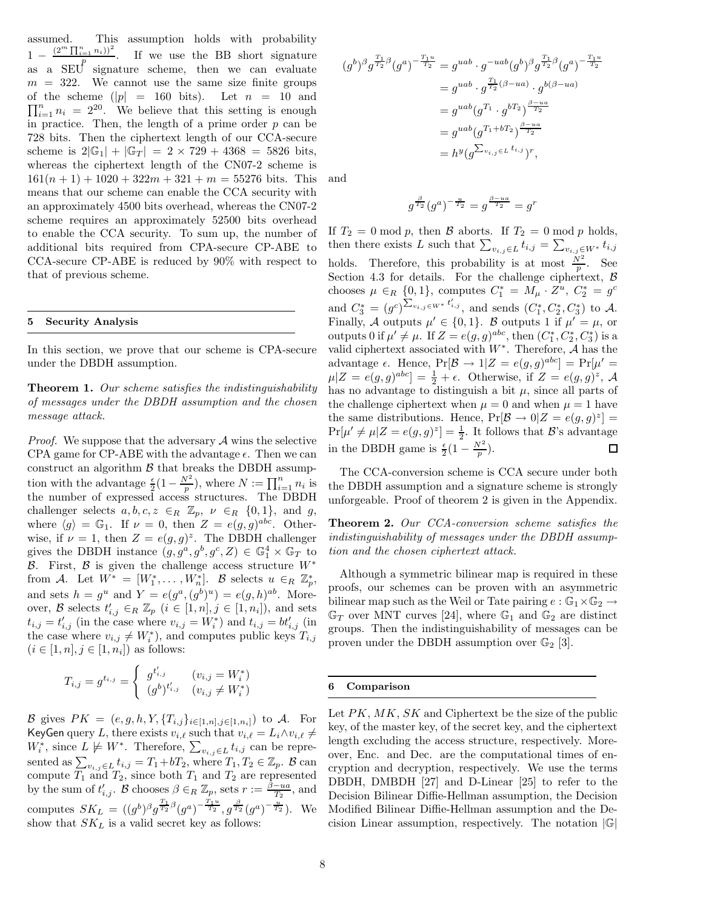assumed. This assumption holds with probability $1 - \frac{(2^m \prod_{i=1}^n n_i))^2}{p}$. If we use the BB short signature as a SEU signature scheme, then we can evaluate $m = 322$. We cannot use the same size finite groups of the scheme ($|p| = 160$ bits). Let $n = 10$ and $\prod_{i=1}^n n_i = 2^{20}$. We believe that this setting is enough in practice. Then, the length of a prime order $p$ can be 728 bits. Then the ciphertext length of our CCA-secure scheme is $2|\mathbb{G}_1| + |\mathbb{G}_T| = 2 \times 729 + 4368 = 5826$ bits, whereas the ciphertext length of the CN07-2 scheme is $161(n + 1) + 1020 + 322m + 321 + m = 55276$ bits. This means that our scheme can enable the CCA security with an approximately 4500 bits overhead, whereas the CN07-2 scheme requires an approximately 52500 bits overhead to enable the CCA security. To sum up, the number of additional bits required from CPA-secure CP-ABE to CCA-secure CP-ABE is reduced by 90% with respect to that of previous scheme.

## 5 Security Analysis

In this section, we prove that our scheme is CPA-secure under the DBDH assumption.

**Theorem 1.** *Our scheme satisfies the indistinguishability of messages under the DBDH assumption and the chosen message attack.*

*Proof.* We suppose that the adversary $\mathcal{A}$ wins the selective CPA game for CP-ABE with the advantage $\epsilon$. Then we can construct an algorithm $\mathcal{B}$ that breaks the DBDH assumption with the advantage $\frac{\epsilon}{2}(1 - \frac{N^2}{p})$, where $N := \prod_{i=1}^n n_i$ is the number of expressed access structures. The DBDH challenger selects $a, b, c, z \in_R \mathbb{Z}_p$, $\nu \in_R \{0, 1\}$, and $g$, where $\langle g \rangle = \mathbb{G}_1$. If $\nu = 0$, then $Z = e(g, g)^{abc}$. Otherwise, if $\nu = 1$, then $Z = e(g, g)^z$. The DBDH challenger gives the DBDH instance $(g, g^a, g^b, g^c, Z) \in \mathbb{G}_1^4 \times \mathbb{G}_T$ to $\mathcal{B}$. First, $\mathcal{B}$ is given the challenge access structure $W^*$ from $\mathcal{A}$. Let $W^* = [W_1^*, \dots, W_n^*]$. $\mathcal{B}$ selects $u \in_R \mathbb{Z}_p^*$, and sets $h = g^u$ and $Y = e(g^a, (g^b)^u) = e(g, h)^{ab}$. Moreover, $\mathcal{B}$ selects $t'_{i,j} \in_R \mathbb{Z}_p$ ($i \in [1, n], j \in [1, n_i]$), and sets $t_{i,j} = t'_{i,j}$ (in the case where $v_{i,j} = W_i^*$) and $t_{i,j} = bt'_{i,j}$ (in the case where $v_{i,j} \neq W_i^*$), and computes public keys $T_{i,j}$ ($i \in [1, n], j \in [1, n_i]$) as follows:

$$T_{i,j} = g^{t_{i,j}} = \begin{cases} g^{t'_{i,j}} & (v_{i,j} = W_i^*) \\ (g^b)^{t'_{i,j}} & (v_{i,j} \neq W_i^*) \end{cases}$$

$\mathcal{B}$ gives $PK = (e, g, h, Y, \{T_{i,j}\}_{i \in [1,n], j \in [1,n_i]})$ to $\mathcal{A}$. For KeyGen query $L$, there exists $v_{i,\ell}$ such that $v_{i,\ell} = L_i \wedge v_{i,\ell} \neq W_i^*$, since $L \not\models W^*$. Therefore, $\sum_{v_{i,j} \in L} t_{i,j}$ can be represented as $\sum_{v_{i,j} \in L} t_{i,j} = T_1 + bT_2$, where $T_1, T_2 \in \mathbb{Z}_p$. $\mathcal{B}$ can compute $T_1$ and $T_2$, since both $T_1$ and $T_2$ are represented by the sum of $t'_{i,j}$. $\mathcal{B}$ chooses $\beta \in_R \mathbb{Z}_p$, sets $r := \frac{\beta - ua}{T_2}$, and computes $SK_L = ((g^b)^\beta g^{\frac{T_1}{T_2}\beta}(g^a)^{-\frac{T_1 u}{T_2}}, g^{\frac{\beta}{T_2}}(g^a)^{-\frac{u}{T_2}})$. We show that $SK_L$ is a valid secret key as follows:

$$\begin{aligned}
(g^b)^\beta g^{\frac{T_1}{T_2}\beta}(g^a)^{-\frac{T_1 u}{T_2}} &= g^{uab} \cdot g^{-uab}(g^b)^\beta g^{\frac{T_1}{T_2}\beta}(g^a)^{-\frac{T_1 u}{T_2}} \\
&= g^{uab} \cdot g^{\frac{T_1}{T_2}(\beta - ua)} \cdot g^{b(\beta - ua)} \\
&= g^{uab}(g^{T_1} \cdot g^{bT_2})^{\frac{\beta - ua}{T_2}} \\
&= g^{uab}(g^{T_1 + bT_2})^{\frac{\beta - ua}{T_2}} \\
&= h^y(g^{\sum_{v_{i,j} \in L} t_{i,j}})^r,
\end{aligned}$$

and

$$g^{\frac{\beta}{T_2}}(g^a)^{-\frac{u}{T_2}} = g^{\frac{\beta - ua}{T_2}} = g^r$$

If $T_2 = 0 \bmod p$, then $\mathcal{B}$ aborts. If $T_2 = 0 \bmod p$ holds, then there exists $L$ such that $\sum_{v_{i,j} \in L} t_{i,j} = \sum_{v_{i,j} \in W^*} t_{i,j}$ holds. Therefore, this probability is at most $\frac{N^2}{p}$. See Section 4.3 for details. For the challenge ciphertext, $\mathcal{B}$ chooses $\mu \in_R \{0, 1\}$, computes $C_1^* = M_\mu \cdot Z^u$, $C_2^* = g^c$ and $C_3^* = (g^c)^{\sum_{v_{i,j} \in W^*} t'_{i,j}}$, and sends $(C_1^*, C_2^*, C_3^*)$ to $\mathcal{A}$. Finally, $\mathcal{A}$ outputs $\mu' \in \{0, 1\}$. $\mathcal{B}$ outputs 1 if $\mu' = \mu$, or outputs 0 if $\mu' \neq \mu$. If $Z = e(g, g)^{abc}$, then $(C_1^*, C_2^*, C_3^*)$ is a valid ciphertext associated with $W^*$. Therefore, $\mathcal{A}$ has the advantage $\epsilon$. Hence, $\Pr[\mathcal{B} \to 1 | Z = e(g, g)^{abc}] = \Pr[\mu' = \mu | Z = e(g, g)^{abc}] = \frac{1}{2} + \epsilon$. Otherwise, if $Z = e(g, g)^z$, $\mathcal{A}$ has no advantage to distinguish a bit $\mu$, since all parts of the challenge ciphertext when $\mu = 0$ and when $\mu = 1$ have the same distributions. Hence, $\Pr[\mathcal{B} \to 0 | Z = e(g, g)^z] = \Pr[\mu' \neq \mu | Z = e(g, g)^z] = \frac{1}{2}$. It follows that $\mathcal{B}$'s advantage in the DBDH game is $\frac{\epsilon}{2}(1 - \frac{N^2}{p})$. □

The CCA-conversion scheme is CCA secure under both the DBDH assumption and a signature scheme is strongly unforgeable. Proof of theorem 2 is given in the Appendix.

**Theorem 2.** *Our CCA-conversion scheme satisfies the indistinguishability of messages under the DBDH assumption and the chosen ciphertext attack.*

Although a symmetric bilinear map is required in these proofs, our schemes can be proven with an asymmetric bilinear map such as the Weil or Tate pairing $e : \mathbb{G}_1 \times \mathbb{G}_2 \to \mathbb{G}_T$ over MNT curves [24], where $\mathbb{G}_1$ and $\mathbb{G}_2$ are distinct groups. Then the indistinguishability of messages can be proven under the DBDH assumption over $\mathbb{G}_2$ [3].

## 6 Comparison

Let $PK$, $MK$, $SK$ and Ciphertext be the size of the public key, of the master key, of the secret key, and the ciphertext length excluding the access structure, respectively. Moreover, Enc. and Dec. are the computational times of encryption and decryption, respectively. We use the terms DBDH, DMBDH [27] and D-Linear [25] to refer to the Decision Bilinear Diffie-Hellman assumption, the Decision Modified Bilinear Diffie-Hellman assumption and the Decision Linear assumption, respectively. The notation $|\mathbb{G}|$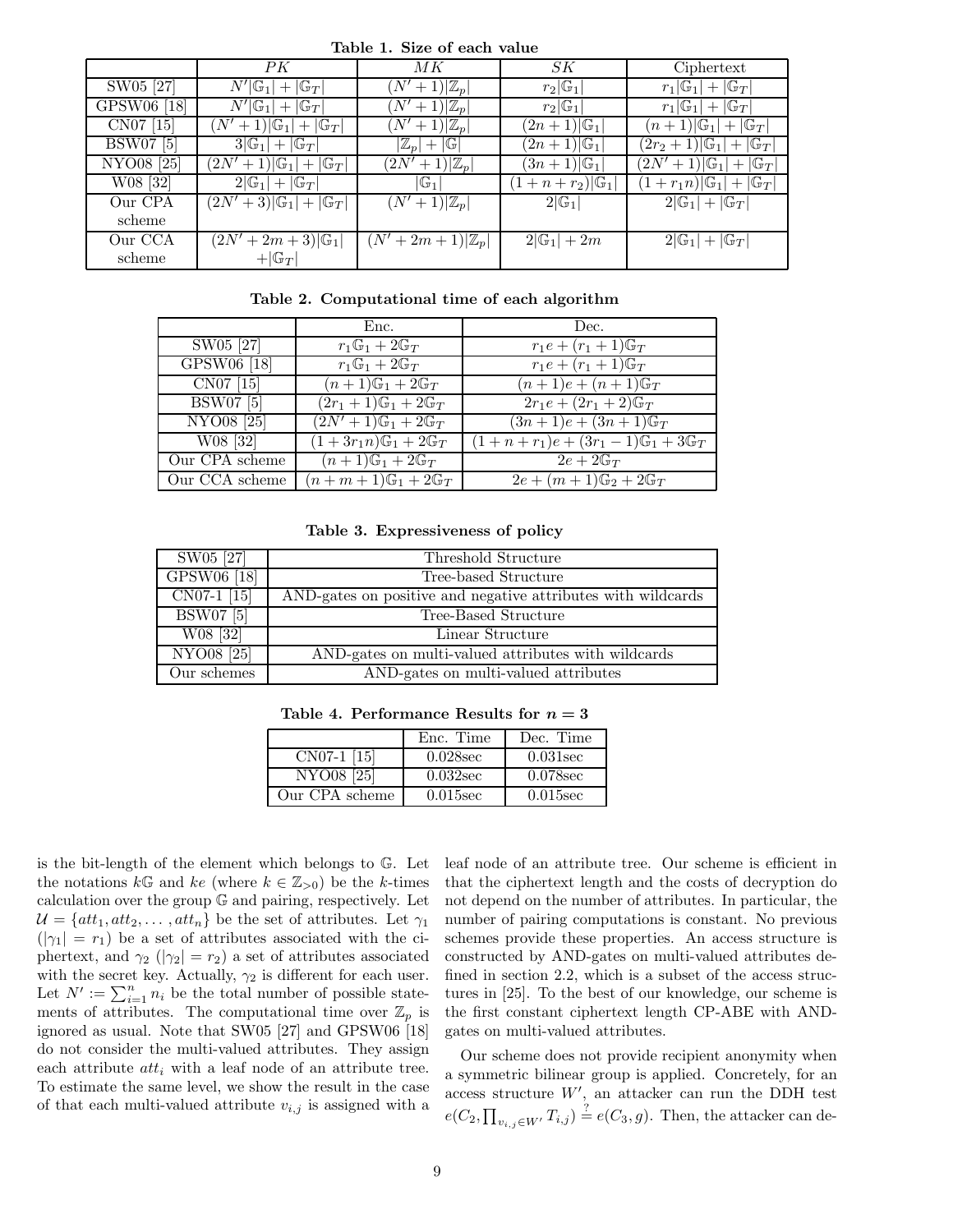**Table 1. Size of each value**

| | $PK$ | $MK$ | $SK$ | Ciphertext |
|---|---|---|---|---|
| SW05 [27] | $N'\|\mathbb{G}_1\| + \|\mathbb{G}_T\|$ | $(N'+1)\|\mathbb{Z}_p\|$ | $r_2\|\mathbb{G}_1\|$ | $r_1\|\mathbb{G}_1\| + \|\mathbb{G}_T\|$ |
| GPSW06 [18] | $N'\|\mathbb{G}_1\| + \|\mathbb{G}_T\|$ | $(N'+1)\|\mathbb{Z}_p\|$ | $r_2\|\mathbb{G}_1\|$ | $r_1\|\mathbb{G}_1\| + \|\mathbb{G}_T\|$ |
| CN07 [15] | $(N'+1)\|\mathbb{G}_1\| + \|\mathbb{G}_T\|$ | $(N'+1)\|\mathbb{Z}_p\|$ | $(2n+1)\|\mathbb{G}_1\|$ | $(n+1)\|\mathbb{G}_1\| + \|\mathbb{G}_T\|$ |
| BSW07 [5] | $3\|\mathbb{G}_1\| + \|\mathbb{G}_T\|$ | $\|\mathbb{Z}_p\| + \|\mathbb{G}\|$ | $(2n+1)\|\mathbb{G}_1\|$ | $(2r_2+1)\|\mathbb{G}_1\| + \|\mathbb{G}_T\|$ |
| NYO08 [25] | $(2N'+1)\|\mathbb{G}_1\| + \|\mathbb{G}_T\|$ | $(2N'+1)\|\mathbb{Z}_p\|$ | $(3n+1)\|\mathbb{G}_1\|$ | $(2N'+1)\|\mathbb{G}_1\| + \|\mathbb{G}_T\|$ |
| W08 [32] | $2\|\mathbb{G}_1\| + \|\mathbb{G}_T\|$ | $\|\mathbb{G}_1\|$ | $(1+n+r_2)\|\mathbb{G}_1\|$ | $(1+r_1n)\|\mathbb{G}_1\| + \|\mathbb{G}_T\|$ |
| Our CPA scheme | $(2N'+3)\|\mathbb{G}_1\| + \|\mathbb{G}_T\|$ | $(N'+1)\|\mathbb{Z}_p\|$ | $2\|\mathbb{G}_1\|$ | $2\|\mathbb{G}_1\| + \|\mathbb{G}_T\|$ |
| Our CCA scheme | $(2N'+2m+3)\|\mathbb{G}_1\| + \|\mathbb{G}_T\|$ | $(N'+2m+1)\|\mathbb{Z}_p\|$ | $2\|\mathbb{G}_1\| + 2m$ | $2\|\mathbb{G}_1\| + \|\mathbb{G}_T\|$ |

**Table 2. Computational time of each algorithm**

| | Enc. | Dec. |
|---|---|---|
| SW05 [27] | $r_1\mathbb{G}_1 + 2\mathbb{G}_T$ | $r_1e + (r_1+1)\mathbb{G}_T$ |
| GPSW06 [18] | $r_1\mathbb{G}_1 + 2\mathbb{G}_T$ | $r_1e + (r_1+1)\mathbb{G}_T$ |
| CN07 [15] | $(n+1)\mathbb{G}_1 + 2\mathbb{G}_T$ | $(n+1)e + (n+1)\mathbb{G}_T$ |
| BSW07 [5] | $(2r_1+1)\mathbb{G}_1 + 2\mathbb{G}_T$ | $2r_1e + (2r_1+2)\mathbb{G}_T$ |
| NYO08 [25] | $(2N'+1)\mathbb{G}_1 + 2\mathbb{G}_T$ | $(3n+1)e + (3n+1)\mathbb{G}_T$ |
| W08 [32] | $(1+3r_1n)\mathbb{G}_1 + 2\mathbb{G}_T$ | $(1+n+r_1)e + (3r_1-1)\mathbb{G}_1 + 3\mathbb{G}_T$ |
| Our CPA scheme | $(n+1)\mathbb{G}_1 + 2\mathbb{G}_T$ | $2e + 2\mathbb{G}_T$ |
| Our CCA scheme | $(n+m+1)\mathbb{G}_1 + 2\mathbb{G}_T$ | $2e + (m+1)\mathbb{G}_2 + 2\mathbb{G}_T$ |

**Table 3. Expressiveness of policy**

| | |
|---|---|
| SW05 [27] | Threshold Structure |
| GPSW06 [18] | Tree-based Structure |
| CN07-1 [15] | AND-gates on positive and negative attributes with wildcards |
| BSW07 [5] | Tree-Based Structure |
| W08 [32] | Linear Structure |
| NYO08 [25] | AND-gates on multi-valued attributes with wildcards |
| Our schemes | AND-gates on multi-valued attributes |

**Table 4. Performance Results for $n = 3$**

| | Enc. Time | Dec. Time |
|---|---|---|
| CN07-1 [15] | 0.028sec | 0.031sec |
| NYO08 [25] | 0.032sec | 0.078sec |
| Our CPA scheme | 0.015sec | 0.015sec |

is the bit-length of the element which belongs to $\mathbb{G}$. Let the notations $k\mathbb{G}$ and $ke$ (where $k \in \mathbb{Z}_{>0}$) be the $k$-times calculation over the group $\mathbb{G}$ and pairing, respectively. Let $\mathcal{U} = \{att_1, att_2, \ldots, att_n\}$ be the set of attributes. Let $\gamma_1$ ($|\gamma_1| = r_1$) be a set of attributes associated with the ciphertext, and $\gamma_2$ ($|\gamma_2| = r_2$) a set of attributes associated with the secret key. Actually, $\gamma_2$ is different for each user. Let $N' := \sum_{i=1}^{n} n_i$ be the total number of possible statements of attributes. The computational time over $\mathbb{Z}_p$ is ignored as usual. Note that SW05 [27] and GPSW06 [18] do not consider the multi-valued attributes. They assign each attribute $att_i$ with a leaf node of an attribute tree. To estimate the same level, we show the result in the case of that each multi-valued attribute $v_{i,j}$ is assigned with a leaf node of an attribute tree. Our scheme is efficient in that the ciphertext length and the costs of decryption do not depend on the number of attributes. In particular, the number of pairing computations is constant. No previous schemes provide these properties. An access structure is constructed by AND-gates on multi-valued attributes defined in section 2.2, which is a subset of the access structures in [25]. To the best of our knowledge, our scheme is the first constant ciphertext length CP-ABE with AND-gates on multi-valued attributes.

Our scheme does not provide recipient anonymity when a symmetric bilinear group is applied. Concretely, for an access structure $W'$, an attacker can run the DDH test $e(C_2, \prod_{v_{i,j} \in W'} T_{i,j}) \stackrel{?}{=} e(C_3, g)$. Then, the attacker can de-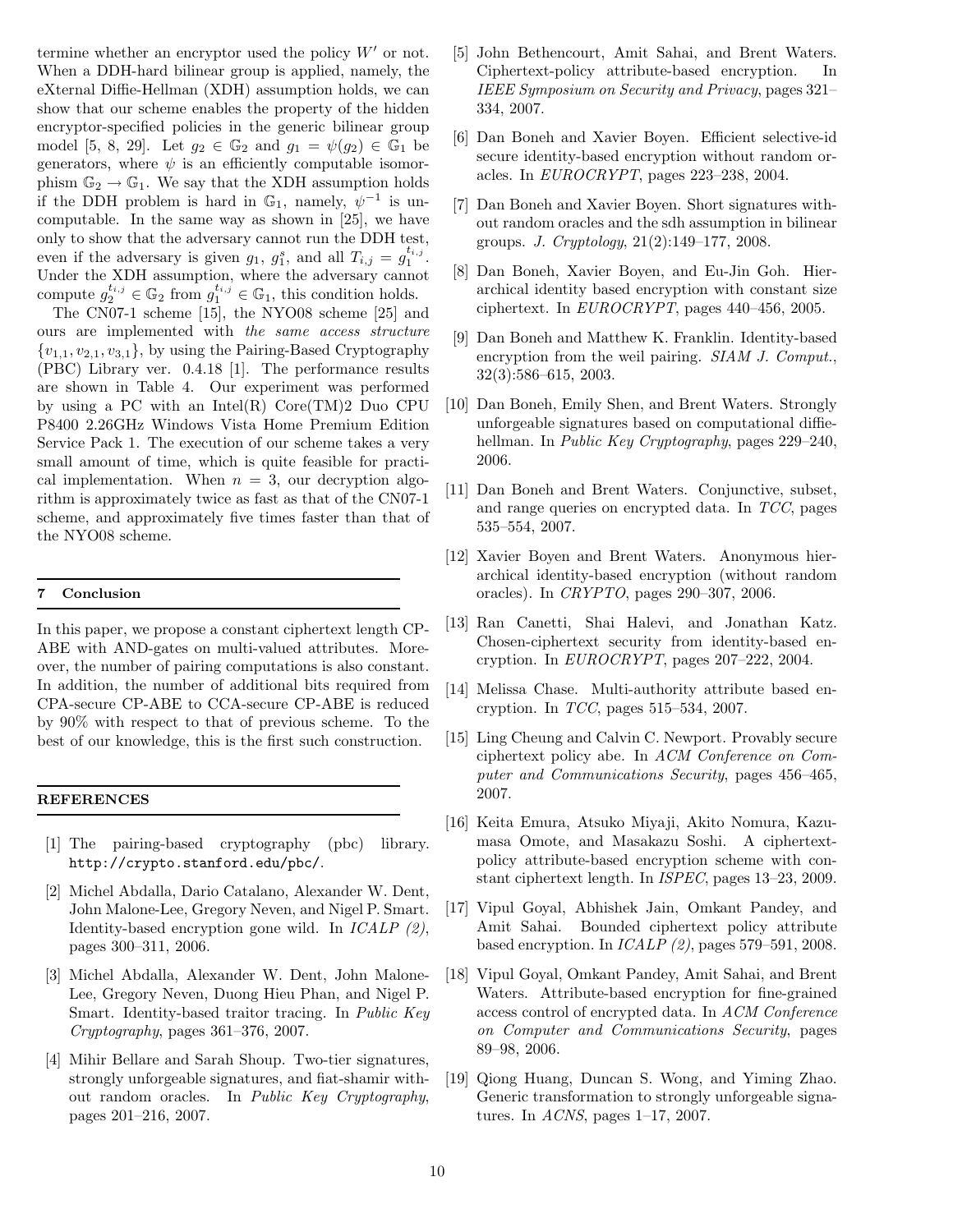termine whether an encryptor used the policy $W'$ or not. When a DDH-hard bilinear group is applied, namely, the eXternal Diffie-Hellman (XDH) assumption holds, we can show that our scheme enables the property of the hidden encryptor-specified policies in the generic bilinear group model [5, 8, 29]. Let $g_2 \in \mathbb{G}_2$ and $g_1 = \psi(g_2) \in \mathbb{G}_1$ be generators, where $\psi$ is an efficiently computable isomorphism $\mathbb{G}_2 \to \mathbb{G}_1$. We say that the XDH assumption holds if the DDH problem is hard in $\mathbb{G}_1$, namely, $\psi^{-1}$ is uncomputable. In the same way as shown in [25], we have only to show that the adversary cannot run the DDH test, even if the adversary is given $g_1$, $g_1^s$, and all $T_{i,j} = g_1^{t_{i,j}}$. Under the XDH assumption, where the adversary cannot compute $g_2^{t_{i,j}} \in \mathbb{G}_2$ from $g_1^{t_{i,j}} \in \mathbb{G}_1$, this condition holds.

The CN07-1 scheme [15], the NYO08 scheme [25] and ours are implemented with *the same access structure* $\{v_{1,1}, v_{2,1}, v_{3,1}\}$, by using the Pairing-Based Cryptography (PBC) Library ver. 0.4.18 [1]. The performance results are shown in Table 4. Our experiment was performed by using a PC with an Intel(R) Core(TM)2 Duo CPU P8400 2.26GHz Windows Vista Home Premium Edition Service Pack 1. The execution of our scheme takes a very small amount of time, which is quite feasible for practical implementation. When $n = 3$, our decryption algorithm is approximately twice as fast as that of the CN07-1 scheme, and approximately five times faster than that of the NYO08 scheme.

## 7 Conclusion

In this paper, we propose a constant ciphertext length CP-ABE with AND-gates on multi-valued attributes. Moreover, the number of pairing computations is also constant. In addition, the number of additional bits required from CPA-secure CP-ABE to CCA-secure CP-ABE is reduced by 90% with respect to that of previous scheme. To the best of our knowledge, this is the first such construction.

## REFERENCES

[1] The pairing-based cryptography (pbc) library. http://crypto.stanford.edu/pbc/.

[2] Michel Abdalla, Dario Catalano, Alexander W. Dent, John Malone-Lee, Gregory Neven, and Nigel P. Smart. Identity-based encryption gone wild. In *ICALP (2)*, pages 300–311, 2006.

[3] Michel Abdalla, Alexander W. Dent, John Malone-Lee, Gregory Neven, Duong Hieu Phan, and Nigel P. Smart. Identity-based traitor tracing. In *Public Key Cryptography*, pages 361–376, 2007.

[4] Mihir Bellare and Sarah Shoup. Two-tier signatures, strongly unforgeable signatures, and fiat-shamir without random oracles. In *Public Key Cryptography*, pages 201–216, 2007.

[5] John Bethencourt, Amit Sahai, and Brent Waters. Ciphertext-policy attribute-based encryption. In *IEEE Symposium on Security and Privacy*, pages 321–334, 2007.

[6] Dan Boneh and Xavier Boyen. Efficient selective-id secure identity-based encryption without random oracles. In *EUROCRYPT*, pages 223–238, 2004.

[7] Dan Boneh and Xavier Boyen. Short signatures without random oracles and the sdh assumption in bilinear groups. *J. Cryptology*, 21(2):149–177, 2008.

[8] Dan Boneh, Xavier Boyen, and Eu-Jin Goh. Hierarchical identity based encryption with constant size ciphertext. In *EUROCRYPT*, pages 440–456, 2005.

[9] Dan Boneh and Matthew K. Franklin. Identity-based encryption from the weil pairing. *SIAM J. Comput.*, 32(3):586–615, 2003.

[10] Dan Boneh, Emily Shen, and Brent Waters. Strongly unforgeable signatures based on computational diffie-hellman. In *Public Key Cryptography*, pages 229–240, 2006.

[11] Dan Boneh and Brent Waters. Conjunctive, subset, and range queries on encrypted data. In *TCC*, pages 535–554, 2007.

[12] Xavier Boyen and Brent Waters. Anonymous hierarchical identity-based encryption (without random oracles). In *CRYPTO*, pages 290–307, 2006.

[13] Ran Canetti, Shai Halevi, and Jonathan Katz. Chosen-ciphertext security from identity-based encryption. In *EUROCRYPT*, pages 207–222, 2004.

[14] Melissa Chase. Multi-authority attribute based encryption. In *TCC*, pages 515–534, 2007.

[15] Ling Cheung and Calvin C. Newport. Provably secure ciphertext policy abe. In *ACM Conference on Computer and Communications Security*, pages 456–465, 2007.

[16] Keita Emura, Atsuko Miyaji, Akito Nomura, Kazumasa Omote, and Masakazu Soshi. A ciphertext-policy attribute-based encryption scheme with constant ciphertext length. In *ISPEC*, pages 13–23, 2009.

[17] Vipul Goyal, Abhishek Jain, Omkant Pandey, and Amit Sahai. Bounded ciphertext policy attribute based encryption. In *ICALP (2)*, pages 579–591, 2008.

[18] Vipul Goyal, Omkant Pandey, Amit Sahai, and Brent Waters. Attribute-based encryption for fine-grained access control of encrypted data. In *ACM Conference on Computer and Communications Security*, pages 89–98, 2006.

[19] Qiong Huang, Duncan S. Wong, and Yiming Zhao. Generic transformation to strongly unforgeable signatures. In *ACNS*, pages 1–17, 2007.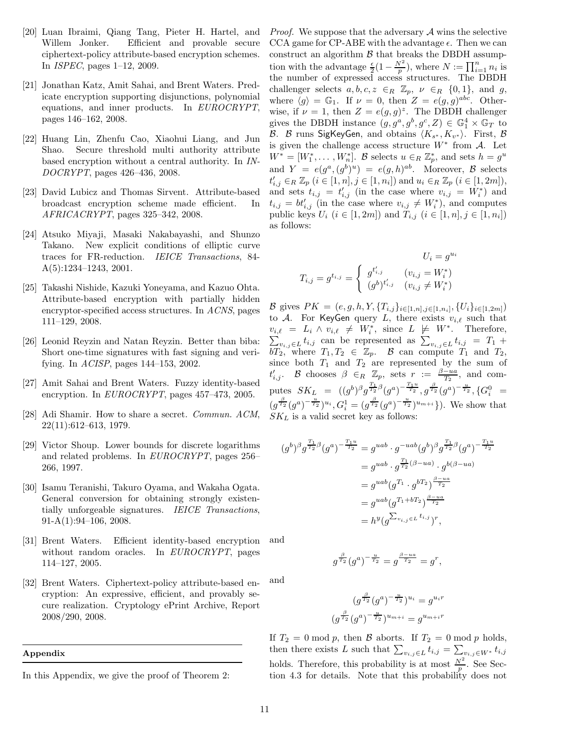[20] Luan Ibraimi, Qiang Tang, Pieter H. Hartel, and Willem Jonker. Efficient and provable secure ciphertext-policy attribute-based encryption schemes. In *ISPEC*, pages 1–12, 2009.

[21] Jonathan Katz, Amit Sahai, and Brent Waters. Predicate encryption supporting disjunctions, polynomial equations, and inner products. In *EUROCRYPT*, pages 146–162, 2008.

[22] Huang Lin, Zhenfu Cao, Xiaohui Liang, and Jun Shao. Secure threshold multi authority attribute based encryption without a central authority. In *INDOCRYPT*, pages 426–436, 2008.

[23] David Lubicz and Thomas Sirvent. Attribute-based broadcast encryption scheme made efficient. In *AFRICACRYPT*, pages 325–342, 2008.

[24] Atsuko Miyaji, Masaki Nakabayashi, and Shunzo Takano. New explicit conditions of elliptic curve traces for FR-reduction. *IEICE Transactions*, 84-A(5):1234–1243, 2001.

[25] Takashi Nishide, Kazuki Yoneyama, and Kazuo Ohta. Attribute-based encryption with partially hidden encryptor-specified access structures. In *ACNS*, pages 111–129, 2008.

[26] Leonid Reyzin and Natan Reyzin. Better than biba: Short one-time signatures with fast signing and verifying. In *ACISP*, pages 144–153, 2002.

[27] Amit Sahai and Brent Waters. Fuzzy identity-based encryption. In *EUROCRYPT*, pages 457–473, 2005.

[28] Adi Shamir. How to share a secret. *Commun. ACM*, 22(11):612–613, 1979.

[29] Victor Shoup. Lower bounds for discrete logarithms and related problems. In *EUROCRYPT*, pages 256–266, 1997.

[30] Isamu Teranishi, Takuro Oyama, and Wakaha Ogata. General conversion for obtaining strongly existentially unforgeable signatures. *IEICE Transactions*, 91-A(1):94–106, 2008.

[31] Brent Waters. Efficient identity-based encryption without random oracles. In *EUROCRYPT*, pages 114–127, 2005.

[32] Brent Waters. Ciphertext-policy attribute-based encryption: An expressive, efficient, and provably secure realization. Cryptology ePrint Archive, Report 2008/290, 2008.

## Appendix

In this Appendix, we give the proof of Theorem 2:

*Proof.* We suppose that the adversary $\mathcal{A}$ wins the selective CCA game for CP-ABE with the advantage $\epsilon$. Then we can construct an algorithm $\mathcal{B}$ that breaks the DBDH assumption with the advantage $\frac{\epsilon}{2}(1-\frac{N^2}{p})$, where $N := \prod_{i=1}^{n} n_i$ is the number of expressed access structures. The DBDH challenger selects $a, b, c, z \in_R \mathbb{Z}_p$, $\nu \in_R \{0, 1\}$, and $g$, where $\langle g \rangle = \mathbb{G}_1$. If $\nu = 0$, then $Z = e(g, g)^{abc}$. Otherwise, if $\nu = 1$, then $Z = e(g, g)^z$. The DBDH challenger gives the DBDH instance $(g, g^a, g^b, g^c, Z) \in \mathbb{G}_1^4 \times \mathbb{G}_T$ to $\mathcal{B}$. $\mathcal{B}$ runs $\mathsf{SigKeyGen}$, and obtains $\langle K_{s^*}, K_{v^*} \rangle$. First, $\mathcal{B}$ is given the challenge access structure $W^*$ from $\mathcal{A}$. Let $W^* = [W_1^*, \ldots, W_n^*]$. $\mathcal{B}$ selects $u \in_R \mathbb{Z}_p^*$, and sets $h = g^u$ and $Y = e(g^a, (g^b)^u) = e(g, h)^{ab}$. Moreover, $\mathcal{B}$ selects $t'_{i,j} \in_R \mathbb{Z}_p$ ($i \in [1, n], j \in [1, n_i]$) and $u_i \in_R \mathbb{Z}_p$ ($i \in [1, 2m]$), and sets $t_{i,j} = t'_{i,j}$ (in the case where $v_{i,j} = W_i^*$) and $t_{i,j} = bt'_{i,j}$ (in the case where $v_{i,j} \neq W_i^*$), and computes public keys $U_i$ ($i \in [1, 2m]$) and $T_{i,j}$ ($i \in [1, n], j \in [1, n_i]$) as follows:

$$U_i = g^{u_i}$$

$$T_{i,j} = g^{t_{i,j}} = \begin{cases} g^{t'_{i,j}} & (v_{i,j} = W_i^*) \\ (g^b)^{t'_{i,j}} & (v_{i,j} \neq W_i^*) \end{cases}$$

$\mathcal{B}$ gives $PK = (e, g, h, Y, \{T_{i,j}\}_{i \in [1,n], j \in [1,n_i]}, \{U_i\}_{i \in [1,2m]})$ to $\mathcal{A}$. For $\mathsf{KeyGen}$ query $L$, there exists $v_{i,\ell}$ such that $v_{i,\ell} = L_i \wedge v_{i,\ell} \neq W_i^*$, since $L \not\models W^*$. Therefore, $\sum_{v_{i,j} \in L} t_{i,j}$ can be represented as $\sum_{v_{i,j} \in L} t_{i,j} = T_1 + bT_2$, where $T_1, T_2 \in \mathbb{Z}_p$. $\mathcal{B}$ can compute $T_1$ and $T_2$, since both $T_1$ and $T_2$ are represented by the sum of $t'_{i,j}$. $\mathcal{B}$ chooses $\beta \in_R \mathbb{Z}_p$, sets $r := \frac{\beta - ua}{T_2}$, and computes $SK_L = ((g^b)^\beta g^{\frac{T_1}{T_2}\beta}(g^a)^{-\frac{T_1 u}{T_2}}, g^{\frac{\beta}{T_2}}(g^a)^{-\frac{u}{T_2}}, \{G_i^0 = (g^{\frac{\beta}{T_2}}(g^a)^{-\frac{u}{T_2}})^{u_i}, G_i^1 = (g^{\frac{\beta}{T_2}}(g^a)^{-\frac{u}{T_2}})^{u_{m+i}}\})$. We show that $SK_L$ is a valid secret key as follows:

$$\begin{aligned}
(g^b)^\beta g^{\frac{T_1}{T_2}\beta}(g^a)^{-\frac{T_1 u}{T_2}} &= g^{uab} \cdot g^{-uab}(g^b)^\beta g^{\frac{T_1}{T_2}\beta}(g^a)^{-\frac{T_1 u}{T_2}} \\
&= g^{uab} \cdot g^{\frac{T_1}{T_2}(\beta - ua)} \cdot g^{b(\beta - ua)} \\
&= g^{uab}(g^{T_1} \cdot g^{bT_2})^{\frac{\beta - ua}{T_2}} \\
&= g^{uab}(g^{T_1 + bT_2})^{\frac{\beta - ua}{T_2}} \\
&= h^y(g^{\sum_{v_{i,j} \in L} t_{i,j}})^r,
\end{aligned}$$

and

$$g^{\frac{\beta}{T_2}}(g^a)^{-\frac{u}{T_2}} = g^{\frac{\beta - ua}{T_2}} = g^r,$$

and

$$(g^{\frac{\beta}{T_2}}(g^a)^{-\frac{u}{T_2}})^{u_i} = g^{u_i r}$$

$$(g^{\frac{\beta}{T_2}}(g^a)^{-\frac{u}{T_2}})^{u_{m+i}} = g^{u_{m+i} r}$$

If $T_2 = 0 \bmod p$, then $\mathcal{B}$ aborts. If $T_2 = 0 \bmod p$ holds, then there exists $L$ such that $\sum_{v_{i,j} \in L} t_{i,j} = \sum_{v_{i,j} \in W^*} t_{i,j}$ holds. Therefore, this probability is at most $\frac{N^2}{p}$. See Section 4.3 for details. Note that this probability does not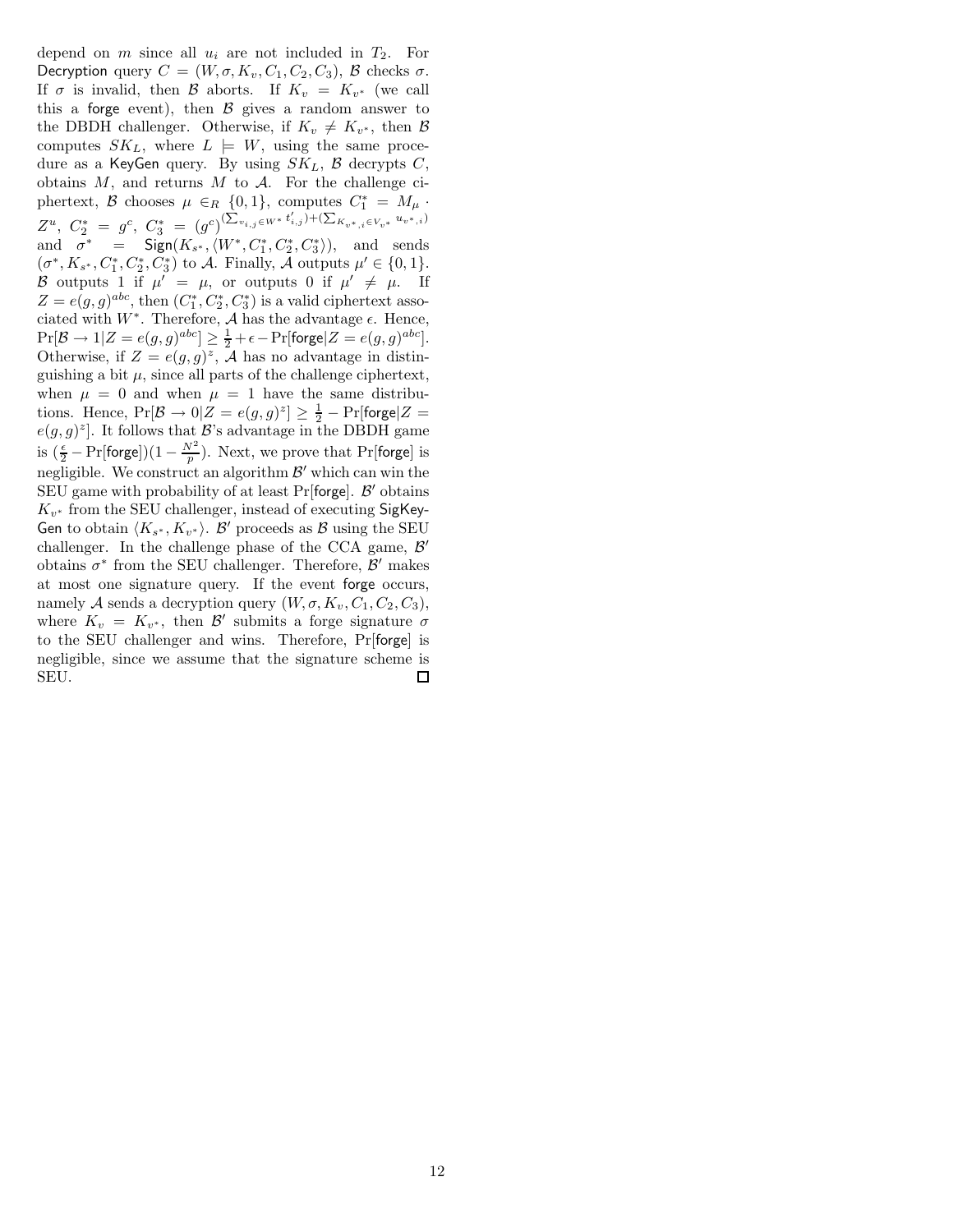depend on $m$ since all $u_i$ are not included in $T_2$. For Decryption query $C = (W, \sigma, K_v, C_1, C_2, C_3)$, $\mathcal{B}$ checks $\sigma$. If $\sigma$ is invalid, then $\mathcal{B}$ aborts. If $K_v = K_{v^*}$ (we call this a forge event), then $\mathcal{B}$ gives a random answer to the DBDH challenger. Otherwise, if $K_v \neq K_{v^*}$, then $\mathcal{B}$ computes $SK_L$, where $L \models W$, using the same procedure as a KeyGen query. By using $SK_L$, $\mathcal{B}$ decrypts $C$, obtains $M$, and returns $M$ to $\mathcal{A}$. For the challenge ciphertext, $\mathcal{B}$ chooses $\mu \in_R \{0,1\}$, computes $C_1^* = M_\mu \cdot Z^u$, $C_2^* = g^c$, $C_3^* = (g^c)^{(\sum_{v_{i,j} \in W^*} t'_{i,j}) + (\sum_{K_{v^*,i} \in V_{v^*}} u_{v^*,i})}$ and $\sigma^* = \mathsf{Sign}(K_{s^*}, \langle W^*, C_1^*, C_2^*, C_3^* \rangle)$, and sends $(\sigma^*, K_{s^*}, C_1^*, C_2^*, C_3^*)$ to $\mathcal{A}$. Finally, $\mathcal{A}$ outputs $\mu' \in \{0,1\}$. $\mathcal{B}$ outputs 1 if $\mu' = \mu$, or outputs 0 if $\mu' \neq \mu$. If $Z = e(g,g)^{abc}$, then $(C_1^*, C_2^*, C_3^*)$ is a valid ciphertext associated with $W^*$. Therefore, $\mathcal{A}$ has the advantage $\epsilon$. Hence, $\Pr[\mathcal{B} \to 1 | Z = e(g,g)^{abc}] \geq \frac{1}{2} + \epsilon - \Pr[\mathsf{forge} | Z = e(g,g)^{abc}]$. Otherwise, if $Z = e(g,g)^z$, $\mathcal{A}$ has no advantage in distinguishing a bit $\mu$, since all parts of the challenge ciphertext, when $\mu = 0$ and when $\mu = 1$ have the same distributions. Hence, $\Pr[\mathcal{B} \to 0 | Z = e(g,g)^z] \geq \frac{1}{2} - \Pr[\mathsf{forge} | Z = e(g,g)^z]$. It follows that $\mathcal{B}$'s advantage in the DBDH game is $(\frac{\epsilon}{2} - \Pr[\mathsf{forge}])(1 - \frac{N^2}{p})$. Next, we prove that $\Pr[\mathsf{forge}]$ is negligible. We construct an algorithm $\mathcal{B}'$ which can win the SEU game with probability of at least $\Pr[\mathsf{forge}]$. $\mathcal{B}'$ obtains $K_{v^*}$ from the SEU challenger, instead of executing SigKeyGen to obtain $\langle K_{s^*}, K_{v^*} \rangle$. $\mathcal{B}'$ proceeds as $\mathcal{B}$ using the SEU challenger. In the challenge phase of the CCA game, $\mathcal{B}'$ obtains $\sigma^*$ from the SEU challenger. Therefore, $\mathcal{B}'$ makes at most one signature query. If the event forge occurs, namely $\mathcal{A}$ sends a decryption query $(W, \sigma, K_v, C_1, C_2, C_3)$, where $K_v = K_{v^*}$, then $\mathcal{B}'$ submits a forge signature $\sigma$ to the SEU challenger and wins. Therefore, $\Pr[\mathsf{forge}]$ is negligible, since we assume that the signature scheme is SEU. □